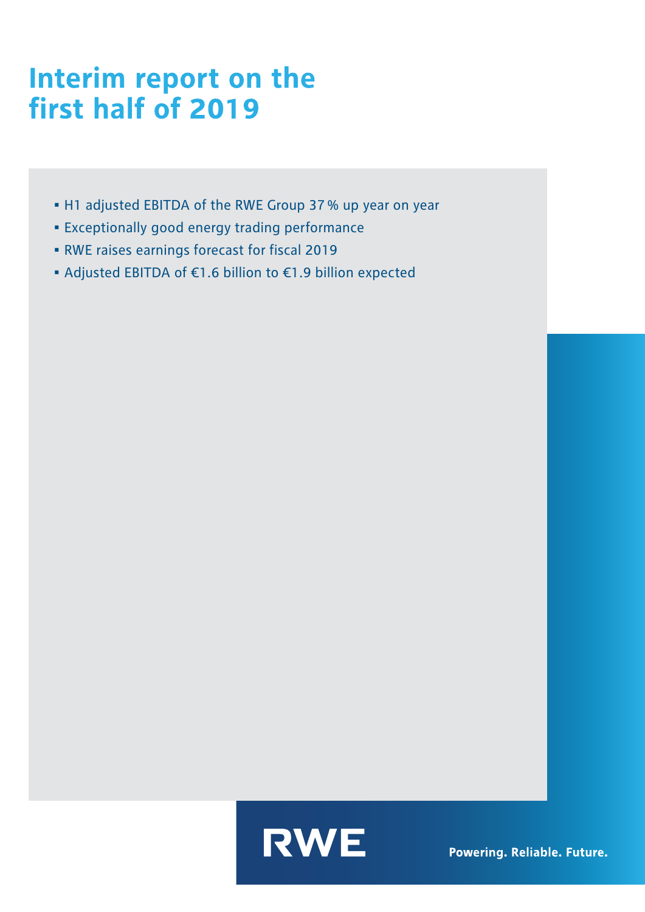# Interim report on the first half of 2019

- H1 adjusted EBITDA of the RWE Group 37 % up year on year
- Exceptionally good energy trading performance
- RWE raises earnings forecast for fiscal 2019
- Adjusted EBITDA of €1.6 billion to €1.9 billion expected

RWE

Powering. Reliable. Future.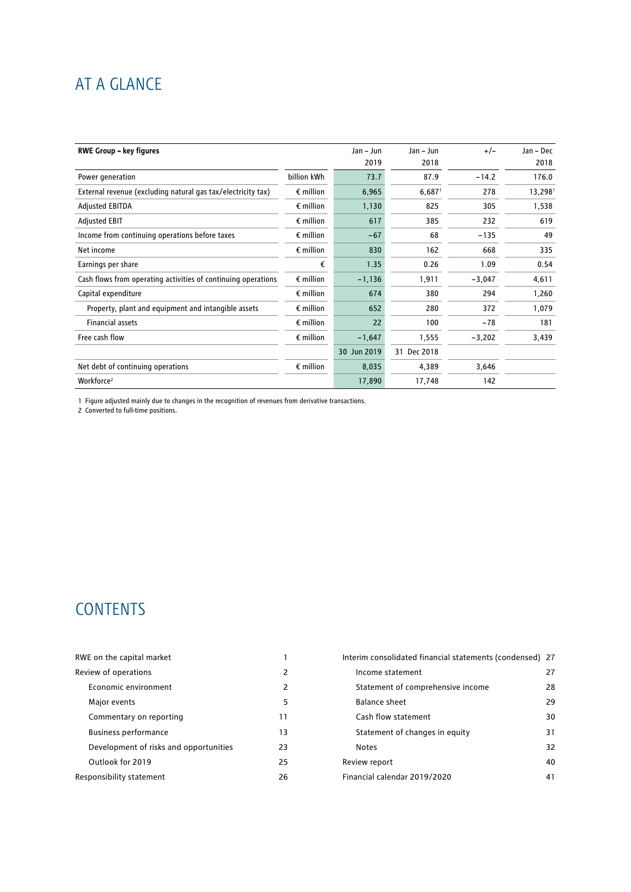# AT A GLANCE

| RWE Group – key figures | | Jan – Jun 2019 | Jan – Jun 2018 | +/– | Jan – Dec 2018 |
|---|---|---|---|---|---|
| Power generation | billion kWh | 73.7 | 87.9 | –14.2 | 176.0 |
| External revenue (excluding natural gas tax/electricity tax) | € million | 6,965 | 6,687[1] | 278 | 13,298[1] |
| Adjusted EBITDA | € million | 1,130 | 825 | 305 | 1,538 |
| Adjusted EBIT | € million | 617 | 385 | 232 | 619 |
| Income from continuing operations before taxes | € million | –67 | 68 | –135 | 49 |
| Net income | € million | 830 | 162 | 668 | 335 |
| Earnings per share | € | 1.35 | 0.26 | 1.09 | 0.54 |
| Cash flows from operating activities of continuing operations | € million | –1,136 | 1,911 | –3,047 | 4,611 |
| Capital expenditure | € million | 674 | 380 | 294 | 1,260 |
| Property, plant and equipment and intangible assets | € million | 652 | 280 | 372 | 1,079 |
| Financial assets | € million | 22 | 100 | –78 | 181 |
| Free cash flow | € million | –1,647 | 1,555 | –3,202 | 3,439 |
| | | 30 Jun 2019 | 31 Dec 2018 | | |
| Net debt of continuing operations | € million | 8,035 | 4,389 | 3,646 | |
| Workforce[2] | | 17,890 | 17,748 | 142 | |

1 Figure adjusted mainly due to changes in the recognition of revenues from derivative transactions.
2 Converted to full-time positions.

# CONTENTS

| | |
|---|---|
| RWE on the capital market | 1 |
| Review of operations | 2 |
| Economic environment | 2 |
| Major events | 5 |
| Commentary on reporting | 11 |
| Business performance | 13 |
| Development of risks and opportunities | 23 |
| Outlook for 2019 | 25 |
| Responsibility statement | 26 |
| Interim consolidated financial statements (condensed) | 27 |
| Income statement | 27 |
| Statement of comprehensive income | 28 |
| Balance sheet | 29 |
| Cash flow statement | 30 |
| Statement of changes in equity | 31 |
| Notes | 32 |
| Review report | 40 |
| Financial calendar 2019/2020 | 41 |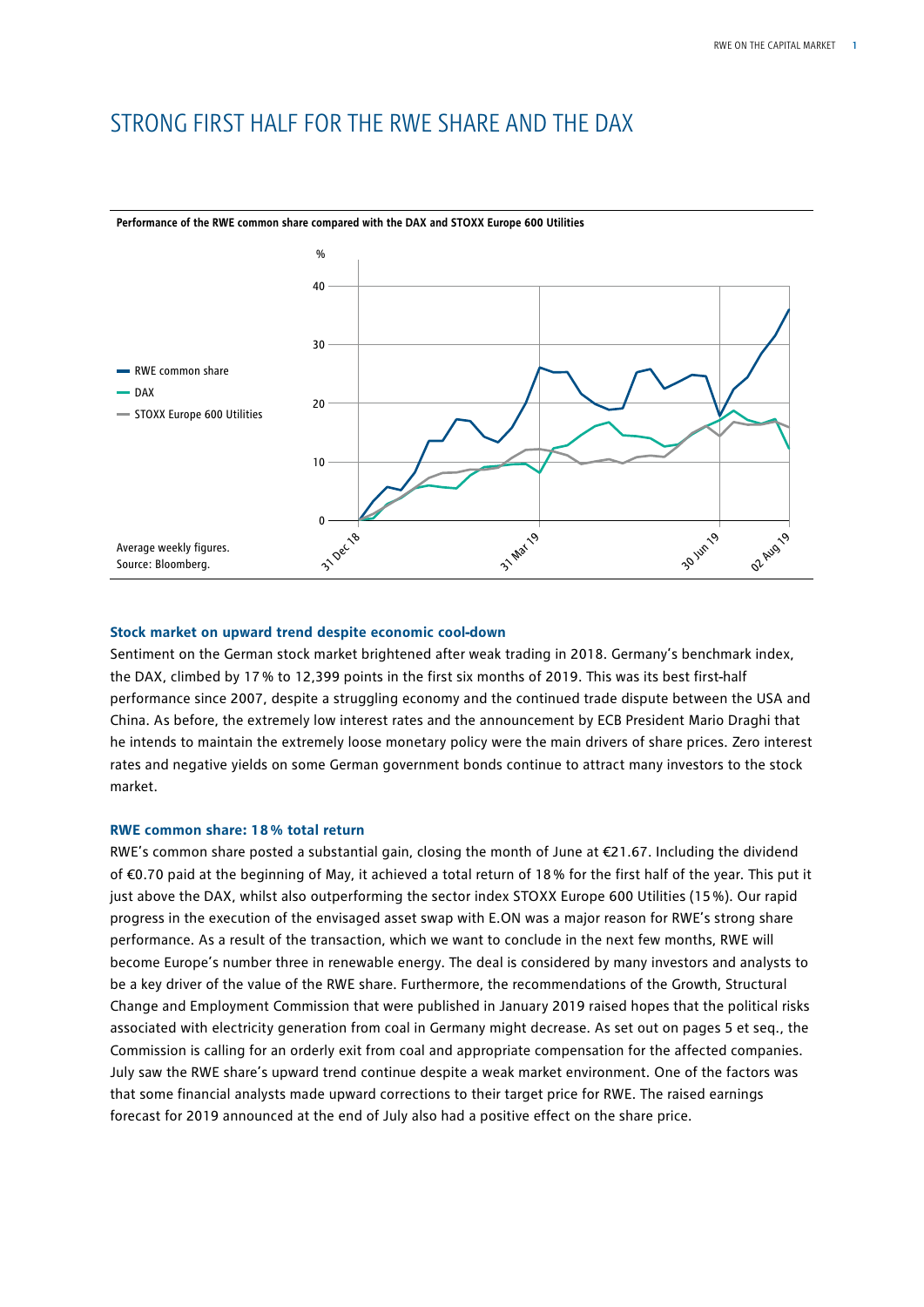# STRONG FIRST HALF FOR THE RWE SHARE AND THE DAX

**Performance of the RWE common share compared with the DAX and STOXX Europe 600 Utilities**

Average weekly figures.
Source: Bloomberg.

### Stock market on upward trend despite economic cool-down

Sentiment on the German stock market brightened after weak trading in 2018. Germany's benchmark index, the DAX, climbed by 17 % to 12,399 points in the first six months of 2019. This was its best first-half performance since 2007, despite a struggling economy and the continued trade dispute between the USA and China. As before, the extremely low interest rates and the announcement by ECB President Mario Draghi that he intends to maintain the extremely loose monetary policy were the main drivers of share prices. Zero interest rates and negative yields on some German government bonds continue to attract many investors to the stock market.

### RWE common share: 18 % total return

RWE's common share posted a substantial gain, closing the month of June at €21.67. Including the dividend of €0.70 paid at the beginning of May, it achieved a total return of 18 % for the first half of the year. This put it just above the DAX, whilst also outperforming the sector index STOXX Europe 600 Utilities (15 %). Our rapid progress in the execution of the envisaged asset swap with E.ON was a major reason for RWE's strong share performance. As a result of the transaction, which we want to conclude in the next few months, RWE will become Europe's number three in renewable energy. The deal is considered by many investors and analysts to be a key driver of the value of the RWE share. Furthermore, the recommendations of the Growth, Structural Change and Employment Commission that were published in January 2019 raised hopes that the political risks associated with electricity generation from coal in Germany might decrease. As set out on pages 5 et seq., the Commission is calling for an orderly exit from coal and appropriate compensation for the affected companies. July saw the RWE share's upward trend continue despite a weak market environment. One of the factors was that some financial analysts made upward corrections to their target price for RWE. The raised earnings forecast for 2019 announced at the end of July also had a positive effect on the share price.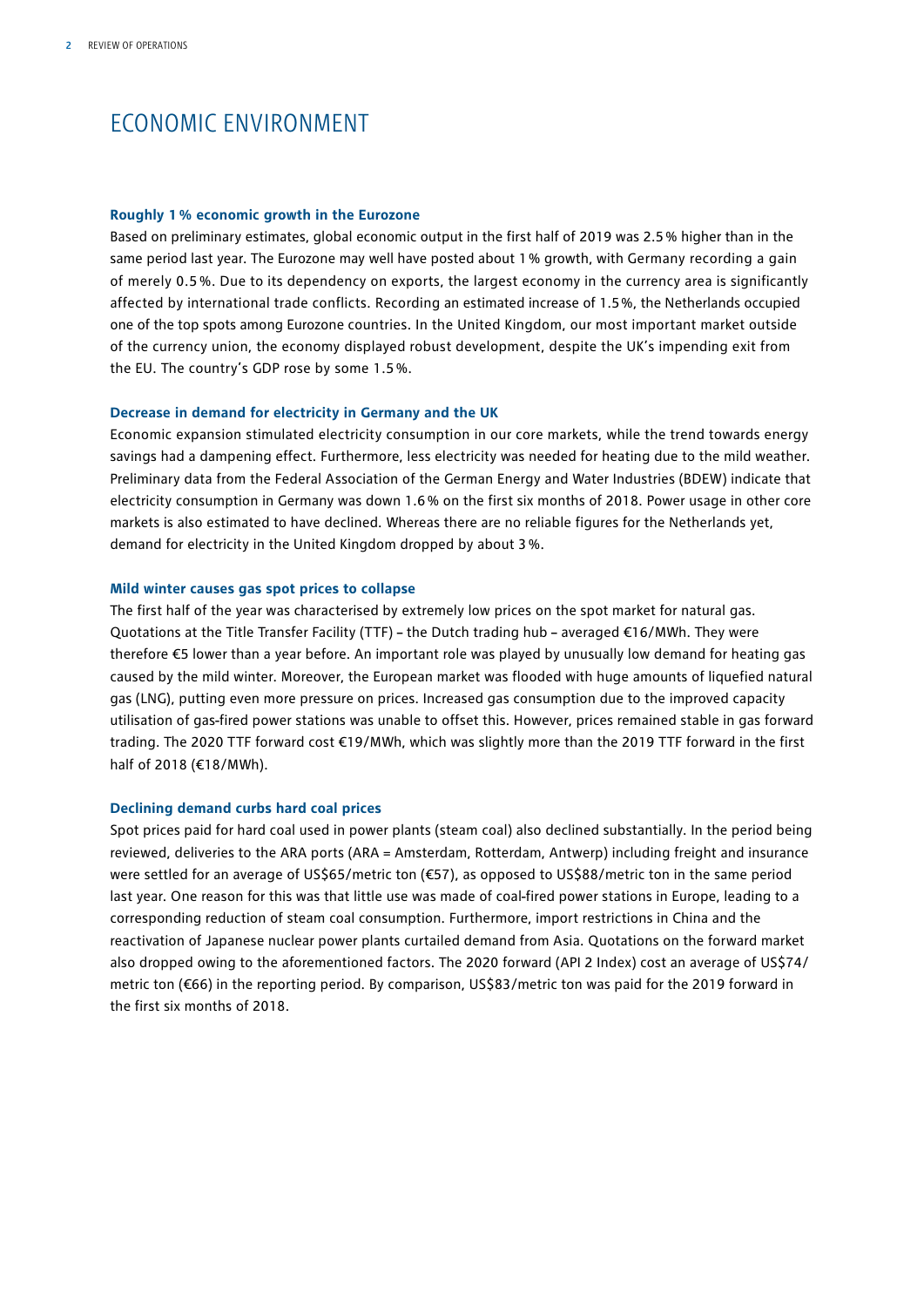# ECONOMIC ENVIRONMENT

**Roughly 1 % economic growth in the Eurozone**

Based on preliminary estimates, global economic output in the first half of 2019 was 2.5 % higher than in the same period last year. The Eurozone may well have posted about 1 % growth, with Germany recording a gain of merely 0.5 %. Due to its dependency on exports, the largest economy in the currency area is significantly affected by international trade conflicts. Recording an estimated increase of 1.5 %, the Netherlands occupied one of the top spots among Eurozone countries. In the United Kingdom, our most important market outside of the currency union, the economy displayed robust development, despite the UK's impending exit from the EU. The country's GDP rose by some 1.5 %.

**Decrease in demand for electricity in Germany and the UK**

Economic expansion stimulated electricity consumption in our core markets, while the trend towards energy savings had a dampening effect. Furthermore, less electricity was needed for heating due to the mild weather. Preliminary data from the Federal Association of the German Energy and Water Industries (BDEW) indicate that electricity consumption in Germany was down 1.6 % on the first six months of 2018. Power usage in other core markets is also estimated to have declined. Whereas there are no reliable figures for the Netherlands yet, demand for electricity in the United Kingdom dropped by about 3 %.

**Mild winter causes gas spot prices to collapse**

The first half of the year was characterised by extremely low prices on the spot market for natural gas. Quotations at the Title Transfer Facility (TTF) – the Dutch trading hub – averaged €16/MWh. They were therefore €5 lower than a year before. An important role was played by unusually low demand for heating gas caused by the mild winter. Moreover, the European market was flooded with huge amounts of liquefied natural gas (LNG), putting even more pressure on prices. Increased gas consumption due to the improved capacity utilisation of gas-fired power stations was unable to offset this. However, prices remained stable in gas forward trading. The 2020 TTF forward cost €19/MWh, which was slightly more than the 2019 TTF forward in the first half of 2018 (€18/MWh).

**Declining demand curbs hard coal prices**

Spot prices paid for hard coal used in power plants (steam coal) also declined substantially. In the period being reviewed, deliveries to the ARA ports (ARA = Amsterdam, Rotterdam, Antwerp) including freight and insurance were settled for an average of US$65/metric ton (€57), as opposed to US$88/metric ton in the same period last year. One reason for this was that little use was made of coal-fired power stations in Europe, leading to a corresponding reduction of steam coal consumption. Furthermore, import restrictions in China and the reactivation of Japanese nuclear power plants curtailed demand from Asia. Quotations on the forward market also dropped owing to the aforementioned factors. The 2020 forward (API 2 Index) cost an average of US$74/metric ton (€66) in the reporting period. By comparison, US$83/metric ton was paid for the 2019 forward in the first six months of 2018.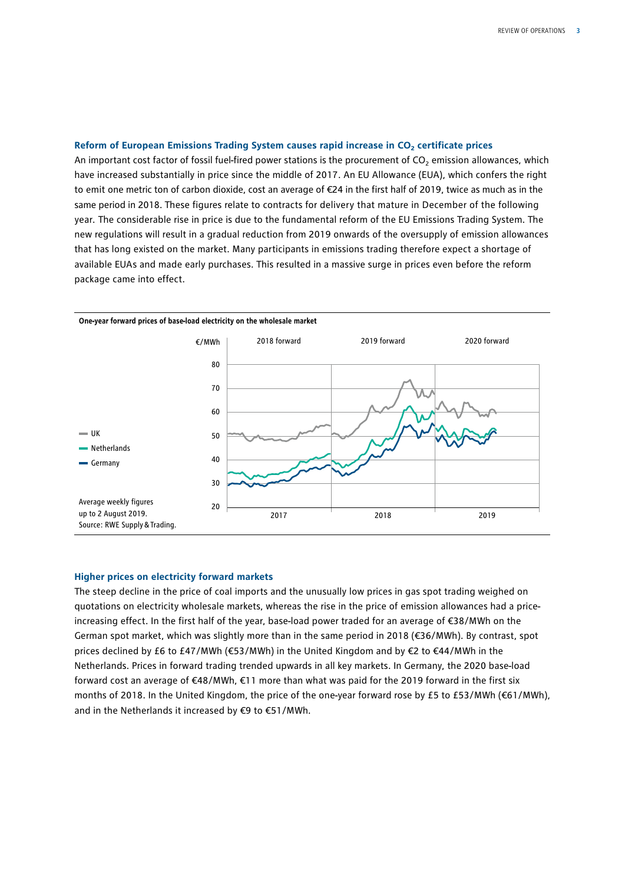### Reform of European Emissions Trading System causes rapid increase in $CO_2$ certificate prices

An important cost factor of fossil fuel-fired power stations is the procurement of $CO_2$ emission allowances, which have increased substantially in price since the middle of 2017. An EU Allowance (EUA), which confers the right to emit one metric ton of carbon dioxide, cost an average of €24 in the first half of 2019, twice as much as in the same period in 2018. These figures relate to contracts for delivery that mature in December of the following year. The considerable rise in price is due to the fundamental reform of the EU Emissions Trading System. The new regulations will result in a gradual reduction from 2019 onwards of the oversupply of emission allowances that has long existed on the market. Many participants in emissions trading therefore expect a shortage of available EUAs and made early purchases. This resulted in a massive surge in prices even before the reform package came into effect.

**One-year forward prices of base-load electricity on the wholesale market**

Average weekly figures up to 2 August 2019.
Source: RWE Supply & Trading.

### Higher prices on electricity forward markets

The steep decline in the price of coal imports and the unusually low prices in gas spot trading weighed on quotations on electricity wholesale markets, whereas the rise in the price of emission allowances had a price-increasing effect. In the first half of the year, base-load power traded for an average of €38/MWh on the German spot market, which was slightly more than in the same period in 2018 (€36/MWh). By contrast, spot prices declined by £6 to £47/MWh (€53/MWh) in the United Kingdom and by €2 to €44/MWh in the Netherlands. Prices in forward trading trended upwards in all key markets. In Germany, the 2020 base-load forward cost an average of €48/MWh, €11 more than what was paid for the 2019 forward in the first six months of 2018. In the United Kingdom, the price of the one-year forward rose by £5 to £53/MWh (€61/MWh), and in the Netherlands it increased by €9 to €51/MWh.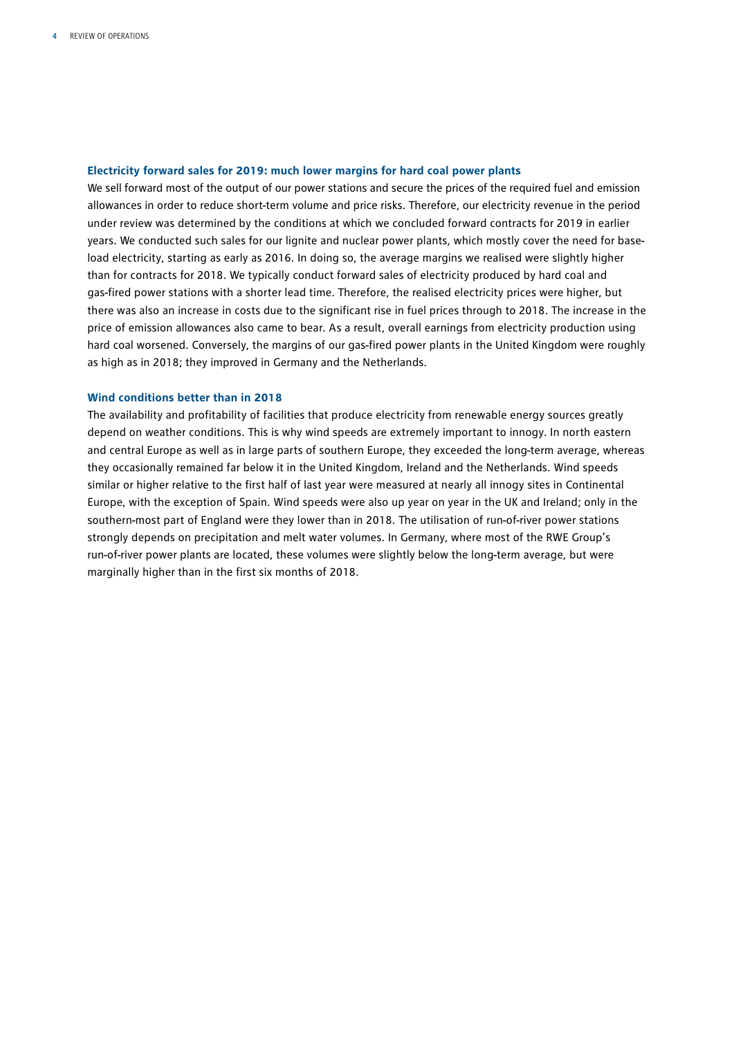### Electricity forward sales for 2019: much lower margins for hard coal power plants

We sell forward most of the output of our power stations and secure the prices of the required fuel and emission allowances in order to reduce short-term volume and price risks. Therefore, our electricity revenue in the period under review was determined by the conditions at which we concluded forward contracts for 2019 in earlier years. We conducted such sales for our lignite and nuclear power plants, which mostly cover the need for base-load electricity, starting as early as 2016. In doing so, the average margins we realised were slightly higher than for contracts for 2018. We typically conduct forward sales of electricity produced by hard coal and gas-fired power stations with a shorter lead time. Therefore, the realised electricity prices were higher, but there was also an increase in costs due to the significant rise in fuel prices through to 2018. The increase in the price of emission allowances also came to bear. As a result, overall earnings from electricity production using hard coal worsened. Conversely, the margins of our gas-fired power plants in the United Kingdom were roughly as high as in 2018; they improved in Germany and the Netherlands.

### Wind conditions better than in 2018

The availability and profitability of facilities that produce electricity from renewable energy sources greatly depend on weather conditions. This is why wind speeds are extremely important to innogy. In north eastern and central Europe as well as in large parts of southern Europe, they exceeded the long-term average, whereas they occasionally remained far below it in the United Kingdom, Ireland and the Netherlands. Wind speeds similar or higher relative to the first half of last year were measured at nearly all innogy sites in Continental Europe, with the exception of Spain. Wind speeds were also up year on year in the UK and Ireland; only in the southern-most part of England were they lower than in 2018. The utilisation of run-of-river power stations strongly depends on precipitation and melt water volumes. In Germany, where most of the RWE Group's run-of-river power plants are located, these volumes were slightly below the long-term average, but were marginally higher than in the first six months of 2018.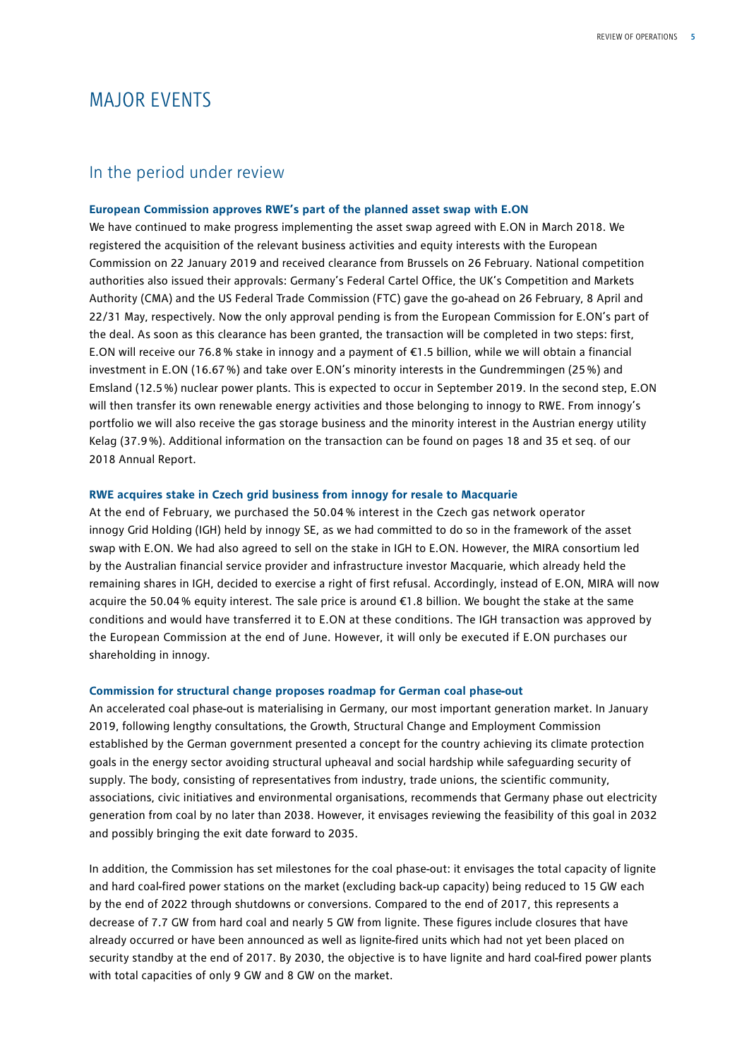# MAJOR EVENTS

## In the period under review

### European Commission approves RWE's part of the planned asset swap with E.ON

We have continued to make progress implementing the asset swap agreed with E.ON in March 2018. We registered the acquisition of the relevant business activities and equity interests with the European Commission on 22 January 2019 and received clearance from Brussels on 26 February. National competition authorities also issued their approvals: Germany's Federal Cartel Office, the UK's Competition and Markets Authority (CMA) and the US Federal Trade Commission (FTC) gave the go-ahead on 26 February, 8 April and 22/31 May, respectively. Now the only approval pending is from the European Commission for E.ON's part of the deal. As soon as this clearance has been granted, the transaction will be completed in two steps: first, E.ON will receive our 76.8 % stake in innogy and a payment of €1.5 billion, while we will obtain a financial investment in E.ON (16.67 %) and take over E.ON's minority interests in the Gundremmingen (25 %) and Emsland (12.5 %) nuclear power plants. This is expected to occur in September 2019. In the second step, E.ON will then transfer its own renewable energy activities and those belonging to innogy to RWE. From innogy's portfolio we will also receive the gas storage business and the minority interest in the Austrian energy utility Kelag (37.9 %). Additional information on the transaction can be found on pages 18 and 35 et seq. of our 2018 Annual Report.

### RWE acquires stake in Czech grid business from innogy for resale to Macquarie

At the end of February, we purchased the 50.04 % interest in the Czech gas network operator innogy Grid Holding (IGH) held by innogy SE, as we had committed to do so in the framework of the asset swap with E.ON. We had also agreed to sell on the stake in IGH to E.ON. However, the MIRA consortium led by the Australian financial service provider and infrastructure investor Macquarie, which already held the remaining shares in IGH, decided to exercise a right of first refusal. Accordingly, instead of E.ON, MIRA will now acquire the 50.04 % equity interest. The sale price is around €1.8 billion. We bought the stake at the same conditions and would have transferred it to E.ON at these conditions. The IGH transaction was approved by the European Commission at the end of June. However, it will only be executed if E.ON purchases our shareholding in innogy.

### Commission for structural change proposes roadmap for German coal phase-out

An accelerated coal phase-out is materialising in Germany, our most important generation market. In January 2019, following lengthy consultations, the Growth, Structural Change and Employment Commission established by the German government presented a concept for the country achieving its climate protection goals in the energy sector avoiding structural upheaval and social hardship while safeguarding security of supply. The body, consisting of representatives from industry, trade unions, the scientific community, associations, civic initiatives and environmental organisations, recommends that Germany phase out electricity generation from coal by no later than 2038. However, it envisages reviewing the feasibility of this goal in 2032 and possibly bringing the exit date forward to 2035.

In addition, the Commission has set milestones for the coal phase-out: it envisages the total capacity of lignite and hard coal-fired power stations on the market (excluding back-up capacity) being reduced to 15 GW each by the end of 2022 through shutdowns or conversions. Compared to the end of 2017, this represents a decrease of 7.7 GW from hard coal and nearly 5 GW from lignite. These figures include closures that have already occurred or have been announced as well as lignite-fired units which had not yet been placed on security standby at the end of 2017. By 2030, the objective is to have lignite and hard coal-fired power plants with total capacities of only 9 GW and 8 GW on the market.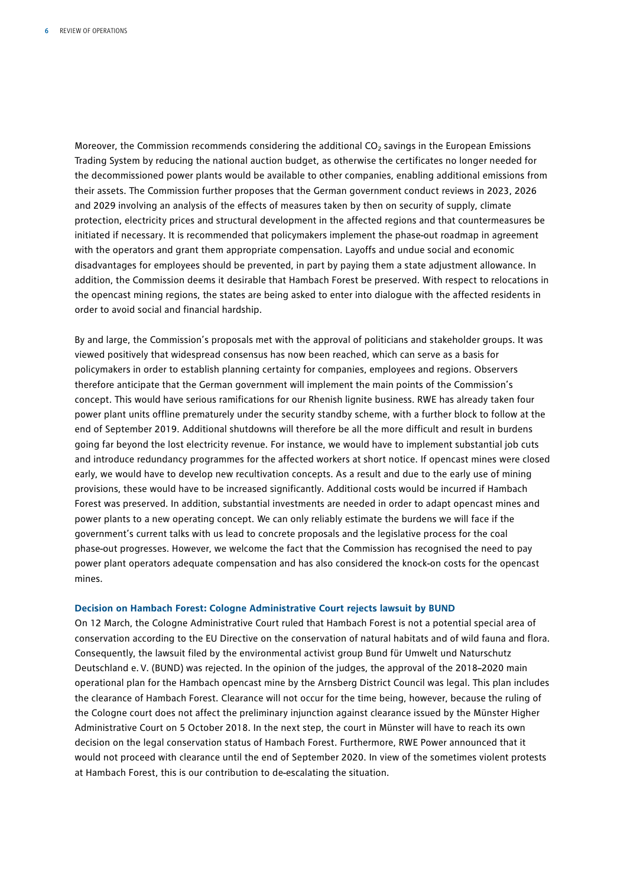Moreover, the Commission recommends considering the additional $CO_2$ savings in the European Emissions Trading System by reducing the national auction budget, as otherwise the certificates no longer needed for the decommissioned power plants would be available to other companies, enabling additional emissions from their assets. The Commission further proposes that the German government conduct reviews in 2023, 2026 and 2029 involving an analysis of the effects of measures taken by then on security of supply, climate protection, electricity prices and structural development in the affected regions and that countermeasures be initiated if necessary. It is recommended that policymakers implement the phase-out roadmap in agreement with the operators and grant them appropriate compensation. Layoffs and undue social and economic disadvantages for employees should be prevented, in part by paying them a state adjustment allowance. In addition, the Commission deems it desirable that Hambach Forest be preserved. With respect to relocations in the opencast mining regions, the states are being asked to enter into dialogue with the affected residents in order to avoid social and financial hardship.

By and large, the Commission's proposals met with the approval of politicians and stakeholder groups. It was viewed positively that widespread consensus has now been reached, which can serve as a basis for policymakers in order to establish planning certainty for companies, employees and regions. Observers therefore anticipate that the German government will implement the main points of the Commission's concept. This would have serious ramifications for our Rhenish lignite business. RWE has already taken four power plant units offline prematurely under the security standby scheme, with a further block to follow at the end of September 2019. Additional shutdowns will therefore be all the more difficult and result in burdens going far beyond the lost electricity revenue. For instance, we would have to implement substantial job cuts and introduce redundancy programmes for the affected workers at short notice. If opencast mines were closed early, we would have to develop new recultivation concepts. As a result and due to the early use of mining provisions, these would have to be increased significantly. Additional costs would be incurred if Hambach Forest was preserved. In addition, substantial investments are needed in order to adapt opencast mines and power plants to a new operating concept. We can only reliably estimate the burdens we will face if the government's current talks with us lead to concrete proposals and the legislative process for the coal phase-out progresses. However, we welcome the fact that the Commission has recognised the need to pay power plant operators adequate compensation and has also considered the knock-on costs for the opencast mines.

**Decision on Hambach Forest: Cologne Administrative Court rejects lawsuit by BUND**

On 12 March, the Cologne Administrative Court ruled that Hambach Forest is not a potential special area of conservation according to the EU Directive on the conservation of natural habitats and of wild fauna and flora. Consequently, the lawsuit filed by the environmental activist group Bund für Umwelt und Naturschutz Deutschland e. V. (BUND) was rejected. In the opinion of the judges, the approval of the 2018–2020 main operational plan for the Hambach opencast mine by the Arnsberg District Council was legal. This plan includes the clearance of Hambach Forest. Clearance will not occur for the time being, however, because the ruling of the Cologne court does not affect the preliminary injunction against clearance issued by the Münster Higher Administrative Court on 5 October 2018. In the next step, the court in Münster will have to reach its own decision on the legal conservation status of Hambach Forest. Furthermore, RWE Power announced that it would not proceed with clearance until the end of September 2020. In view of the sometimes violent protests at Hambach Forest, this is our contribution to de-escalating the situation.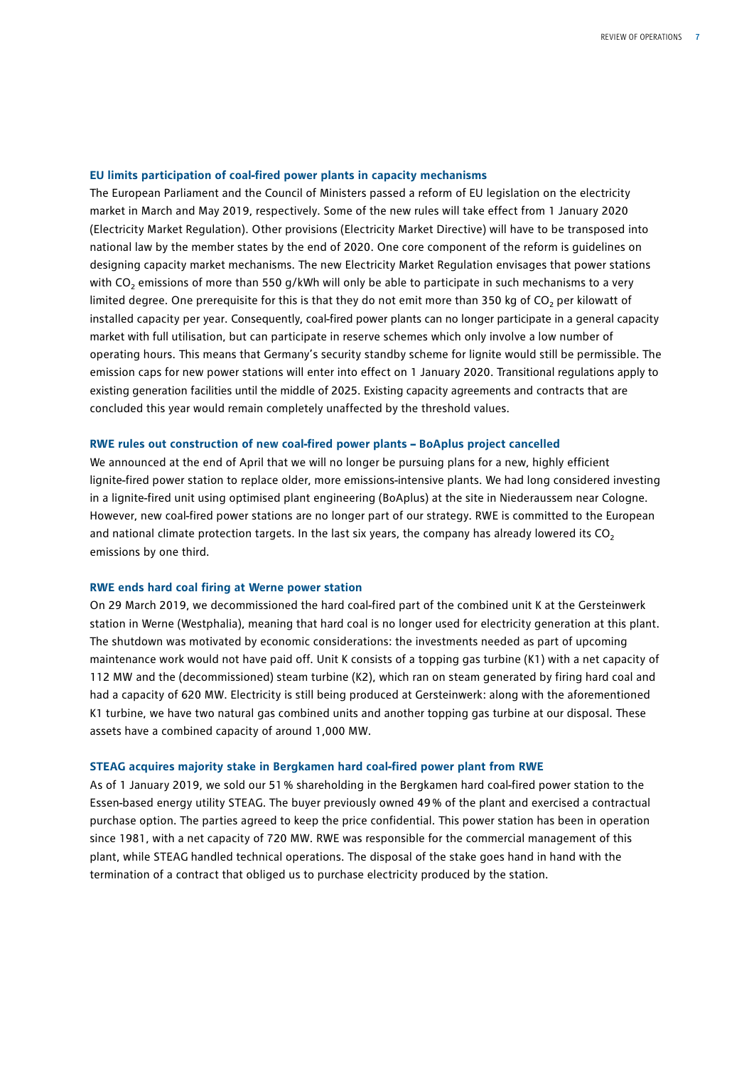### EU limits participation of coal-fired power plants in capacity mechanisms

The European Parliament and the Council of Ministers passed a reform of EU legislation on the electricity market in March and May 2019, respectively. Some of the new rules will take effect from 1 January 2020 (Electricity Market Regulation). Other provisions (Electricity Market Directive) will have to be transposed into national law by the member states by the end of 2020. One core component of the reform is guidelines on designing capacity market mechanisms. The new Electricity Market Regulation envisages that power stations with $CO_2$ emissions of more than 550 g/kWh will only be able to participate in such mechanisms to a very limited degree. One prerequisite for this is that they do not emit more than 350 kg of $CO_2$ per kilowatt of installed capacity per year. Consequently, coal-fired power plants can no longer participate in a general capacity market with full utilisation, but can participate in reserve schemes which only involve a low number of operating hours. This means that Germany's security standby scheme for lignite would still be permissible. The emission caps for new power stations will enter into effect on 1 January 2020. Transitional regulations apply to existing generation facilities until the middle of 2025. Existing capacity agreements and contracts that are concluded this year would remain completely unaffected by the threshold values.

### RWE rules out construction of new coal-fired power plants – BoAplus project cancelled

We announced at the end of April that we will no longer be pursuing plans for a new, highly efficient lignite-fired power station to replace older, more emissions-intensive plants. We had long considered investing in a lignite-fired unit using optimised plant engineering (BoAplus) at the site in Niederaussem near Cologne. However, new coal-fired power stations are no longer part of our strategy. RWE is committed to the European and national climate protection targets. In the last six years, the company has already lowered its $CO_2$ emissions by one third.

### RWE ends hard coal firing at Werne power station

On 29 March 2019, we decommissioned the hard coal-fired part of the combined unit K at the Gersteinwerk station in Werne (Westphalia), meaning that hard coal is no longer used for electricity generation at this plant. The shutdown was motivated by economic considerations: the investments needed as part of upcoming maintenance work would not have paid off. Unit K consists of a topping gas turbine (K1) with a net capacity of 112 MW and the (decommissioned) steam turbine (K2), which ran on steam generated by firing hard coal and had a capacity of 620 MW. Electricity is still being produced at Gersteinwerk: along with the aforementioned K1 turbine, we have two natural gas combined units and another topping gas turbine at our disposal. These assets have a combined capacity of around 1,000 MW.

### STEAG acquires majority stake in Bergkamen hard coal-fired power plant from RWE

As of 1 January 2019, we sold our 51 % shareholding in the Bergkamen hard coal-fired power station to the Essen-based energy utility STEAG. The buyer previously owned 49 % of the plant and exercised a contractual purchase option. The parties agreed to keep the price confidential. This power station has been in operation since 1981, with a net capacity of 720 MW. RWE was responsible for the commercial management of this plant, while STEAG handled technical operations. The disposal of the stake goes hand in hand with the termination of a contract that obliged us to purchase electricity produced by the station.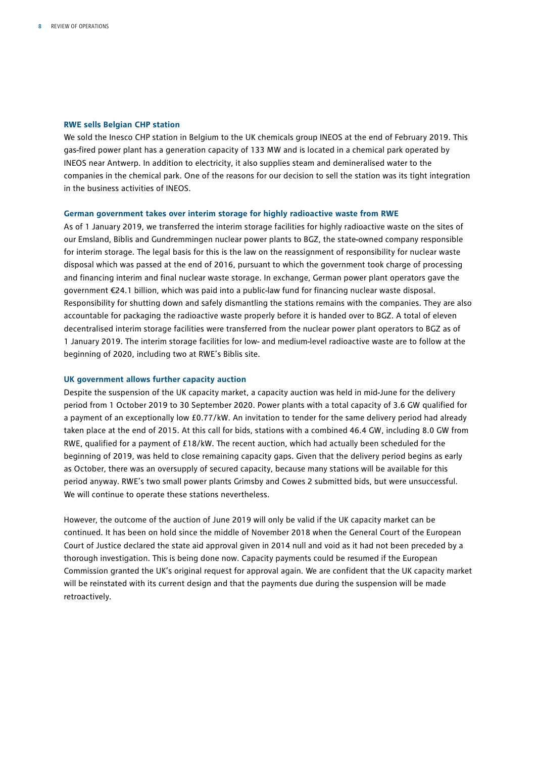### RWE sells Belgian CHP station

We sold the Inesco CHP station in Belgium to the UK chemicals group INEOS at the end of February 2019. This gas-fired power plant has a generation capacity of 133 MW and is located in a chemical park operated by INEOS near Antwerp. In addition to electricity, it also supplies steam and demineralised water to the companies in the chemical park. One of the reasons for our decision to sell the station was its tight integration in the business activities of INEOS.

### German government takes over interim storage for highly radioactive waste from RWE

As of 1 January 2019, we transferred the interim storage facilities for highly radioactive waste on the sites of our Emsland, Biblis and Gundremmingen nuclear power plants to BGZ, the state-owned company responsible for interim storage. The legal basis for this is the law on the reassignment of responsibility for nuclear waste disposal which was passed at the end of 2016, pursuant to which the government took charge of processing and financing interim and final nuclear waste storage. In exchange, German power plant operators gave the government €24.1 billion, which was paid into a public-law fund for financing nuclear waste disposal. Responsibility for shutting down and safely dismantling the stations remains with the companies. They are also accountable for packaging the radioactive waste properly before it is handed over to BGZ. A total of eleven decentralised interim storage facilities were transferred from the nuclear power plant operators to BGZ as of 1 January 2019. The interim storage facilities for low- and medium-level radioactive waste are to follow at the beginning of 2020, including two at RWE's Biblis site.

### UK government allows further capacity auction

Despite the suspension of the UK capacity market, a capacity auction was held in mid-June for the delivery period from 1 October 2019 to 30 September 2020. Power plants with a total capacity of 3.6 GW qualified for a payment of an exceptionally low £0.77/kW. An invitation to tender for the same delivery period had already taken place at the end of 2015. At this call for bids, stations with a combined 46.4 GW, including 8.0 GW from RWE, qualified for a payment of £18/kW. The recent auction, which had actually been scheduled for the beginning of 2019, was held to close remaining capacity gaps. Given that the delivery period begins as early as October, there was an oversupply of secured capacity, because many stations will be available for this period anyway. RWE's two small power plants Grimsby and Cowes 2 submitted bids, but were unsuccessful. We will continue to operate these stations nevertheless.

However, the outcome of the auction of June 2019 will only be valid if the UK capacity market can be continued. It has been on hold since the middle of November 2018 when the General Court of the European Court of Justice declared the state aid approval given in 2014 null and void as it had not been preceded by a thorough investigation. This is being done now. Capacity payments could be resumed if the European Commission granted the UK's original request for approval again. We are confident that the UK capacity market will be reinstated with its current design and that the payments due during the suspension will be made retroactively.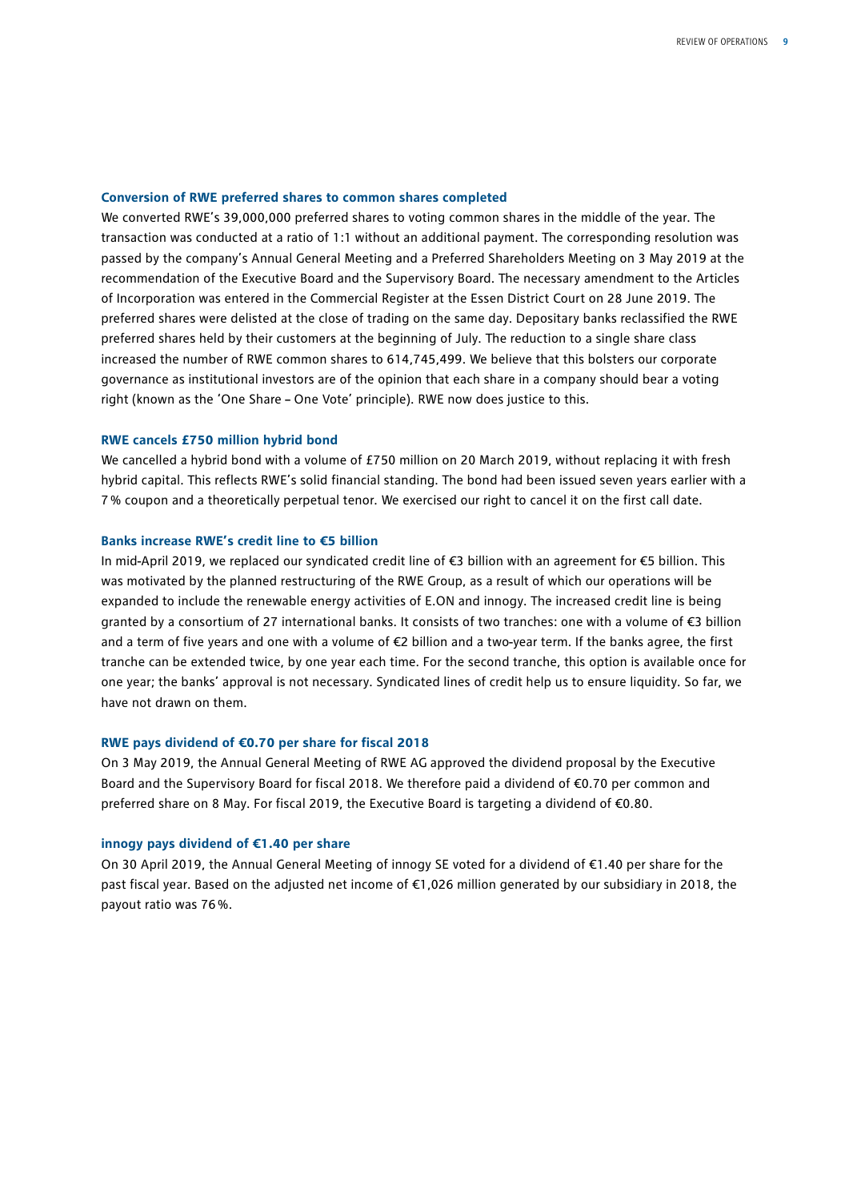### Conversion of RWE preferred shares to common shares completed

We converted RWE's 39,000,000 preferred shares to voting common shares in the middle of the year. The transaction was conducted at a ratio of 1:1 without an additional payment. The corresponding resolution was passed by the company's Annual General Meeting and a Preferred Shareholders Meeting on 3 May 2019 at the recommendation of the Executive Board and the Supervisory Board. The necessary amendment to the Articles of Incorporation was entered in the Commercial Register at the Essen District Court on 28 June 2019. The preferred shares were delisted at the close of trading on the same day. Depositary banks reclassified the RWE preferred shares held by their customers at the beginning of July. The reduction to a single share class increased the number of RWE common shares to 614,745,499. We believe that this bolsters our corporate governance as institutional investors are of the opinion that each share in a company should bear a voting right (known as the 'One Share – One Vote' principle). RWE now does justice to this.

### RWE cancels £750 million hybrid bond

We cancelled a hybrid bond with a volume of £750 million on 20 March 2019, without replacing it with fresh hybrid capital. This reflects RWE's solid financial standing. The bond had been issued seven years earlier with a 7% coupon and a theoretically perpetual tenor. We exercised our right to cancel it on the first call date.

### Banks increase RWE's credit line to €5 billion

In mid-April 2019, we replaced our syndicated credit line of €3 billion with an agreement for €5 billion. This was motivated by the planned restructuring of the RWE Group, as a result of which our operations will be expanded to include the renewable energy activities of E.ON and innogy. The increased credit line is being granted by a consortium of 27 international banks. It consists of two tranches: one with a volume of €3 billion and a term of five years and one with a volume of €2 billion and a two-year term. If the banks agree, the first tranche can be extended twice, by one year each time. For the second tranche, this option is available once for one year; the banks' approval is not necessary. Syndicated lines of credit help us to ensure liquidity. So far, we have not drawn on them.

### RWE pays dividend of €0.70 per share for fiscal 2018

On 3 May 2019, the Annual General Meeting of RWE AG approved the dividend proposal by the Executive Board and the Supervisory Board for fiscal 2018. We therefore paid a dividend of €0.70 per common and preferred share on 8 May. For fiscal 2019, the Executive Board is targeting a dividend of €0.80.

### innogy pays dividend of €1.40 per share

On 30 April 2019, the Annual General Meeting of innogy SE voted for a dividend of €1.40 per share for the past fiscal year. Based on the adjusted net income of €1,026 million generated by our subsidiary in 2018, the payout ratio was 76%.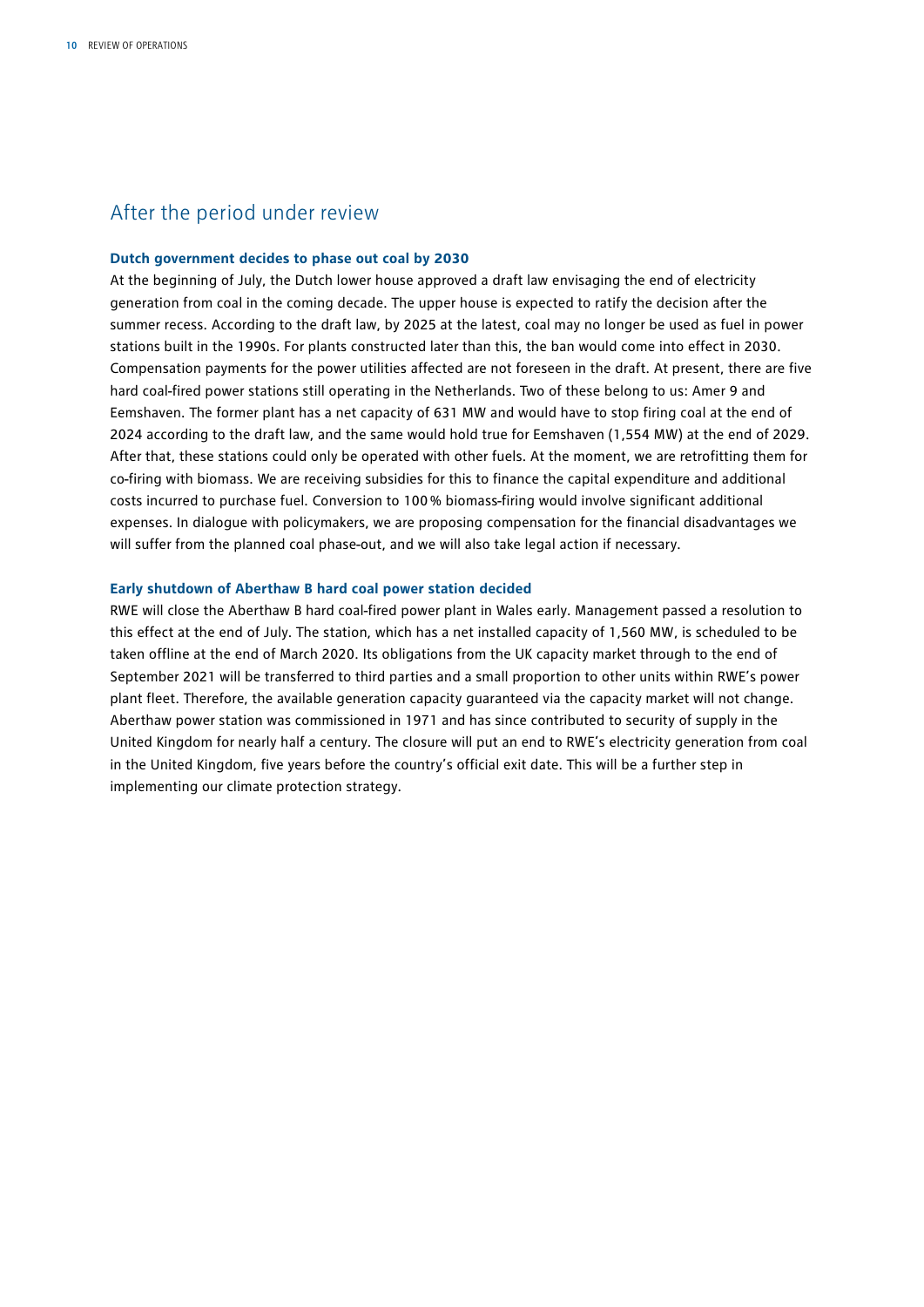## After the period under review

**Dutch government decides to phase out coal by 2030**

At the beginning of July, the Dutch lower house approved a draft law envisaging the end of electricity generation from coal in the coming decade. The upper house is expected to ratify the decision after the summer recess. According to the draft law, by 2025 at the latest, coal may no longer be used as fuel in power stations built in the 1990s. For plants constructed later than this, the ban would come into effect in 2030. Compensation payments for the power utilities affected are not foreseen in the draft. At present, there are five hard coal-fired power stations still operating in the Netherlands. Two of these belong to us: Amer 9 and Eemshaven. The former plant has a net capacity of 631 MW and would have to stop firing coal at the end of 2024 according to the draft law, and the same would hold true for Eemshaven (1,554 MW) at the end of 2029. After that, these stations could only be operated with other fuels. At the moment, we are retrofitting them for co-firing with biomass. We are receiving subsidies for this to finance the capital expenditure and additional costs incurred to purchase fuel. Conversion to 100 % biomass-firing would involve significant additional expenses. In dialogue with policymakers, we are proposing compensation for the financial disadvantages we will suffer from the planned coal phase-out, and we will also take legal action if necessary.

**Early shutdown of Aberthaw B hard coal power station decided**

RWE will close the Aberthaw B hard coal-fired power plant in Wales early. Management passed a resolution to this effect at the end of July. The station, which has a net installed capacity of 1,560 MW, is scheduled to be taken offline at the end of March 2020. Its obligations from the UK capacity market through to the end of September 2021 will be transferred to third parties and a small proportion to other units within RWE's power plant fleet. Therefore, the available generation capacity guaranteed via the capacity market will not change. Aberthaw power station was commissioned in 1971 and has since contributed to security of supply in the United Kingdom for nearly half a century. The closure will put an end to RWE's electricity generation from coal in the United Kingdom, five years before the country's official exit date. This will be a further step in implementing our climate protection strategy.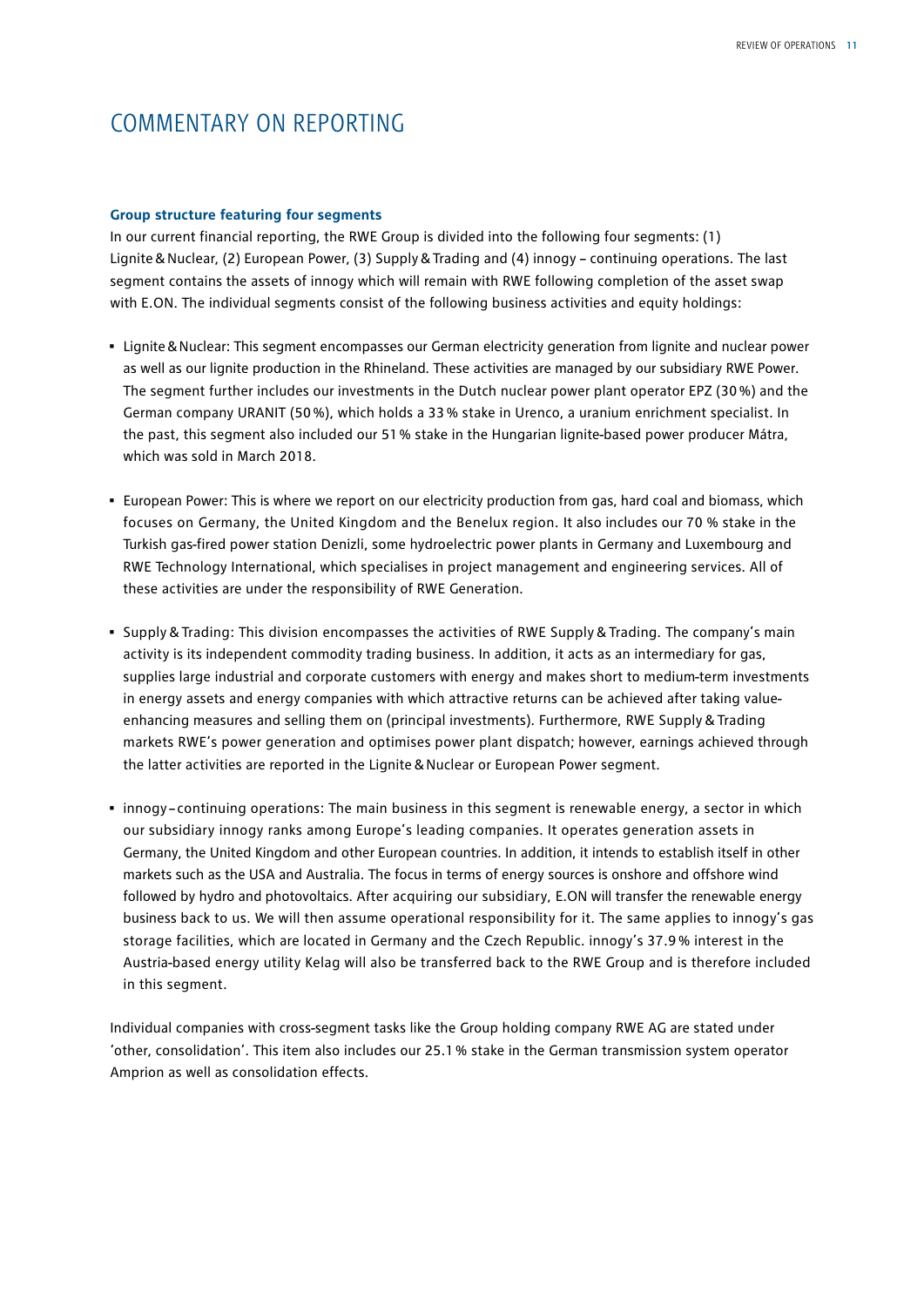# COMMENTARY ON REPORTING

### Group structure featuring four segments

In our current financial reporting, the RWE Group is divided into the following four segments: (1) Lignite & Nuclear, (2) European Power, (3) Supply & Trading and (4) innogy – continuing operations. The last segment contains the assets of innogy which will remain with RWE following completion of the asset swap with E.ON. The individual segments consist of the following business activities and equity holdings:

- Lignite & Nuclear: This segment encompasses our German electricity generation from lignite and nuclear power as well as our lignite production in the Rhineland. These activities are managed by our subsidiary RWE Power. The segment further includes our investments in the Dutch nuclear power plant operator EPZ (30 %) and the German company URANIT (50 %), which holds a 33 % stake in Urenco, a uranium enrichment specialist. In the past, this segment also included our 51 % stake in the Hungarian lignite-based power producer Mátra, which was sold in March 2018.
- European Power: This is where we report on our electricity production from gas, hard coal and biomass, which focuses on Germany, the United Kingdom and the Benelux region. It also includes our 70 % stake in the Turkish gas-fired power station Denizli, some hydroelectric power plants in Germany and Luxembourg and RWE Technology International, which specialises in project management and engineering services. All of these activities are under the responsibility of RWE Generation.
- Supply & Trading: This division encompasses the activities of RWE Supply & Trading. The company's main activity is its independent commodity trading business. In addition, it acts as an intermediary for gas, supplies large industrial and corporate customers with energy and makes short to medium-term investments in energy assets and energy companies with which attractive returns can be achieved after taking value-enhancing measures and selling them on (principal investments). Furthermore, RWE Supply & Trading markets RWE's power generation and optimises power plant dispatch; however, earnings achieved through the latter activities are reported in the Lignite & Nuclear or European Power segment.
- innogy – continuing operations: The main business in this segment is renewable energy, a sector in which our subsidiary innogy ranks among Europe's leading companies. It operates generation assets in Germany, the United Kingdom and other European countries. In addition, it intends to establish itself in other markets such as the USA and Australia. The focus in terms of energy sources is onshore and offshore wind followed by hydro and photovoltaics. After acquiring our subsidiary, E.ON will transfer the renewable energy business back to us. We will then assume operational responsibility for it. The same applies to innogy's gas storage facilities, which are located in Germany and the Czech Republic. innogy's 37.9 % interest in the Austria-based energy utility Kelag will also be transferred back to the RWE Group and is therefore included in this segment.

Individual companies with cross-segment tasks like the Group holding company RWE AG are stated under 'other, consolidation'. This item also includes our 25.1 % stake in the German transmission system operator Amprion as well as consolidation effects.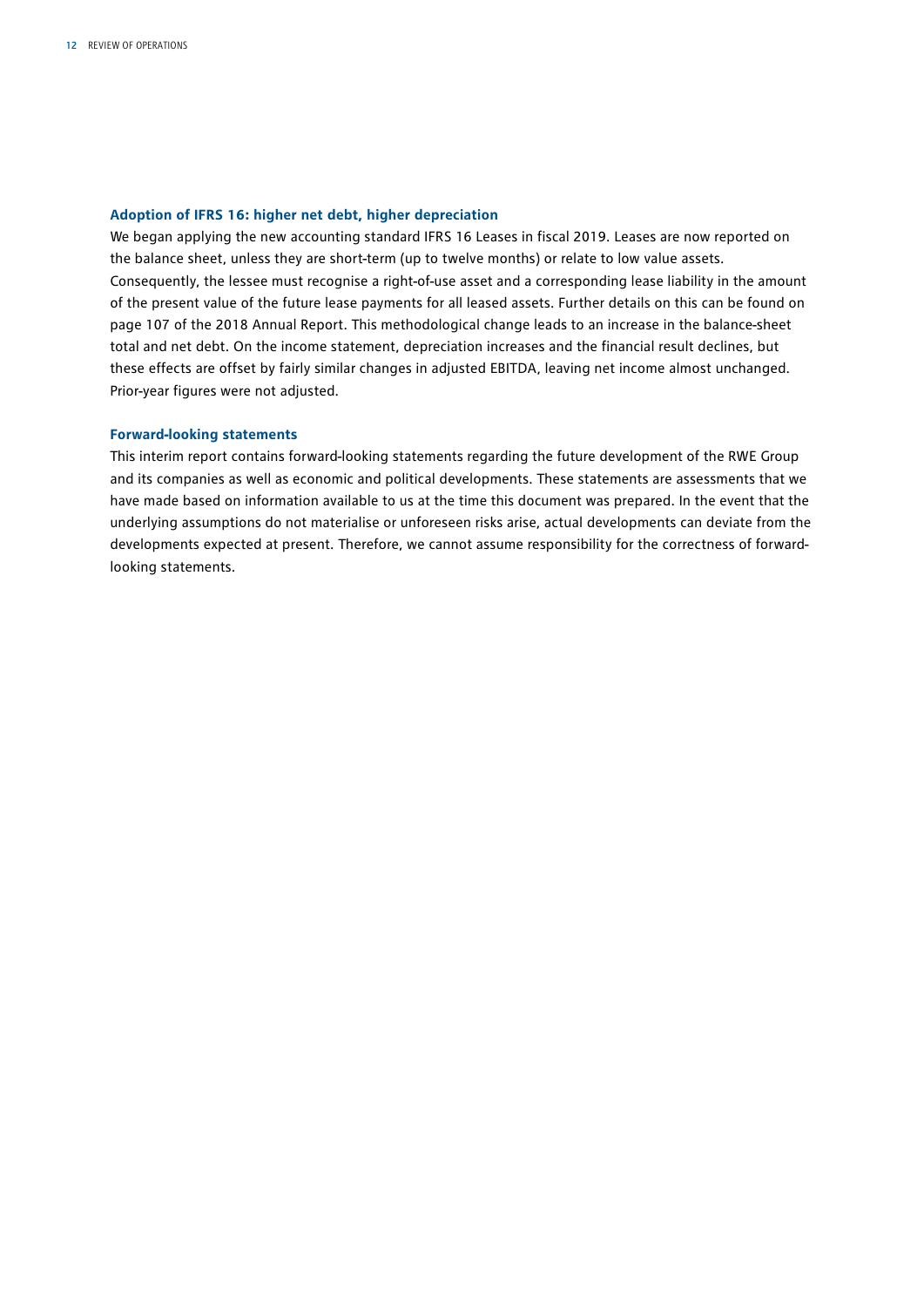### Adoption of IFRS 16: higher net debt, higher depreciation

We began applying the new accounting standard IFRS 16 Leases in fiscal 2019. Leases are now reported on the balance sheet, unless they are short-term (up to twelve months) or relate to low value assets. Consequently, the lessee must recognise a right-of-use asset and a corresponding lease liability in the amount of the present value of the future lease payments for all leased assets. Further details on this can be found on page 107 of the 2018 Annual Report. This methodological change leads to an increase in the balance-sheet total and net debt. On the income statement, depreciation increases and the financial result declines, but these effects are offset by fairly similar changes in adjusted EBITDA, leaving net income almost unchanged. Prior-year figures were not adjusted.

### Forward-looking statements

This interim report contains forward-looking statements regarding the future development of the RWE Group and its companies as well as economic and political developments. These statements are assessments that we have made based on information available to us at the time this document was prepared. In the event that the underlying assumptions do not materialise or unforeseen risks arise, actual developments can deviate from the developments expected at present. Therefore, we cannot assume responsibility for the correctness of forward-looking statements.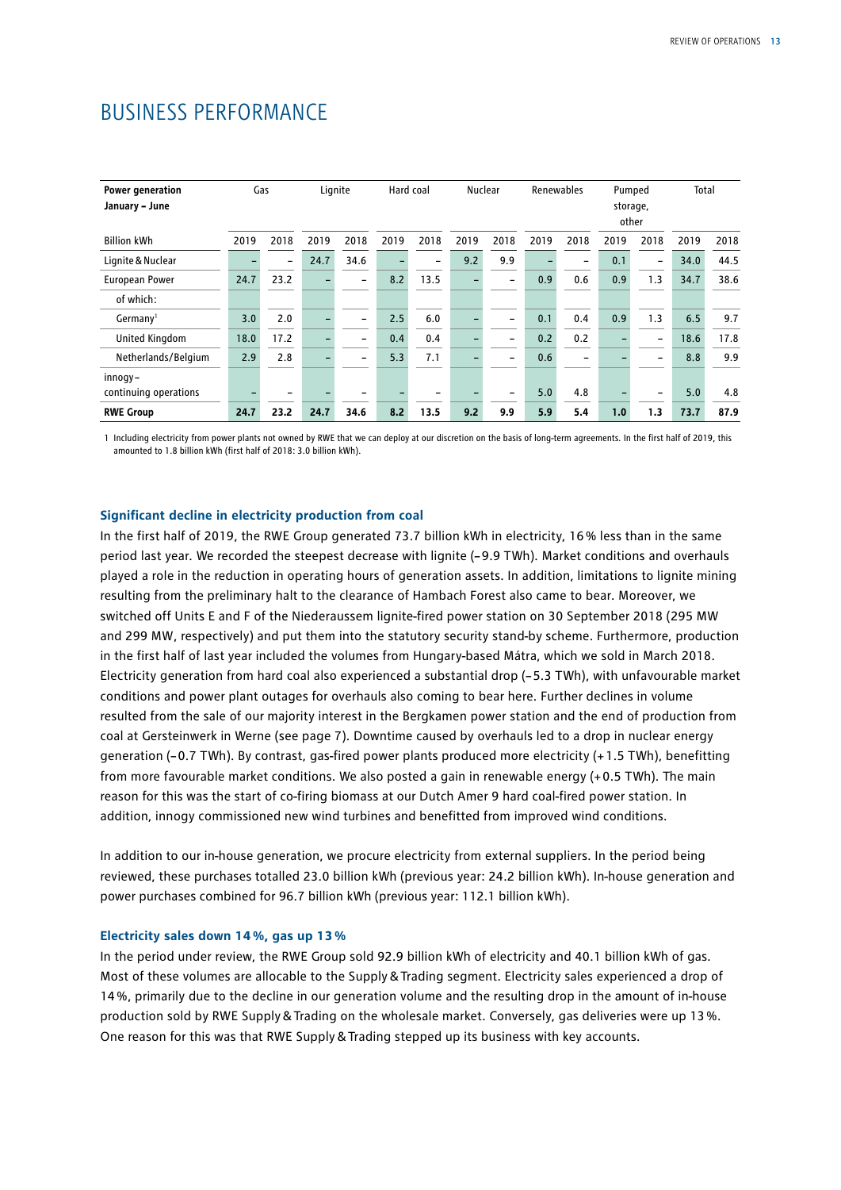# BUSINESS PERFORMANCE

| Power generation January – June | Gas | | Lignite | | Hard coal | | Nuclear | | Renewables | | Pumped storage, other | | Total | |
|---|---|---|---|---|---|---|---|---|---|---|---|---|---|---|
| Billion kWh | 2019 | 2018 | 2019 | 2018 | 2019 | 2018 | 2019 | 2018 | 2019 | 2018 | 2019 | 2018 | 2019 | 2018 |
| Lignite & Nuclear | – | – | 24.7 | 34.6 | – | – | 9.2 | 9.9 | – | – | 0.1 | – | 34.0 | 44.5 |
| European Power | 24.7 | 23.2 | – | – | 8.2 | 13.5 | – | – | 0.9 | 0.6 | 0.9 | 1.3 | 34.7 | 38.6 |
| of which: | | | | | | | | | | | | | | |
| Germany[1] | 3.0 | 2.0 | – | – | 2.5 | 6.0 | – | – | 0.1 | 0.4 | 0.9 | 1.3 | 6.5 | 9.7 |
| United Kingdom | 18.0 | 17.2 | – | – | 0.4 | 0.4 | – | – | 0.2 | 0.2 | – | – | 18.6 | 17.8 |
| Netherlands/Belgium | 2.9 | 2.8 | – | – | 5.3 | 7.1 | – | – | 0.6 | – | – | – | 8.8 | 9.9 |
| innogy – continuing operations | – | – | – | – | – | – | – | – | 5.0 | 4.8 | – | – | 5.0 | 4.8 |
| **RWE Group** | **24.7** | **23.2** | **24.7** | **34.6** | **8.2** | **13.5** | **9.2** | **9.9** | **5.9** | **5.4** | **1.0** | **1.3** | **73.7** | **87.9** |

1 Including electricity from power plants not owned by RWE that we can deploy at our discretion on the basis of long-term agreements. In the first half of 2019, this amounted to 1.8 billion kWh (first half of 2018: 3.0 billion kWh).

### Significant decline in electricity production from coal

In the first half of 2019, the RWE Group generated 73.7 billion kWh in electricity, 16 % less than in the same period last year. We recorded the steepest decrease with lignite (– 9.9 TWh). Market conditions and overhauls played a role in the reduction in operating hours of generation assets. In addition, limitations to lignite mining resulting from the preliminary halt to the clearance of Hambach Forest also came to bear. Moreover, we switched off Units E and F of the Niederaussem lignite-fired power station on 30 September 2018 (295 MW and 299 MW, respectively) and put them into the statutory security stand-by scheme. Furthermore, production in the first half of last year included the volumes from Hungary-based Mátra, which we sold in March 2018. Electricity generation from hard coal also experienced a substantial drop (– 5.3 TWh), with unfavourable market conditions and power plant outages for overhauls also coming to bear here. Further declines in volume resulted from the sale of our majority interest in the Bergkamen power station and the end of production from coal at Gersteinwerk in Werne (see page 7). Downtime caused by overhauls led to a drop in nuclear energy generation (– 0.7 TWh). By contrast, gas-fired power plants produced more electricity (+ 1.5 TWh), benefitting from more favourable market conditions. We also posted a gain in renewable energy (+ 0.5 TWh). The main reason for this was the start of co-firing biomass at our Dutch Amer 9 hard coal-fired power station. In addition, innogy commissioned new wind turbines and benefitted from improved wind conditions.

In addition to our in-house generation, we procure electricity from external suppliers. In the period being reviewed, these purchases totalled 23.0 billion kWh (previous year: 24.2 billion kWh). In-house generation and power purchases combined for 96.7 billion kWh (previous year: 112.1 billion kWh).

### Electricity sales down 14 %, gas up 13 %

In the period under review, the RWE Group sold 92.9 billion kWh of electricity and 40.1 billion kWh of gas. Most of these volumes are allocable to the Supply & Trading segment. Electricity sales experienced a drop of 14 %, primarily due to the decline in our generation volume and the resulting drop in the amount of in-house production sold by RWE Supply & Trading on the wholesale market. Conversely, gas deliveries were up 13 %. One reason for this was that RWE Supply & Trading stepped up its business with key accounts.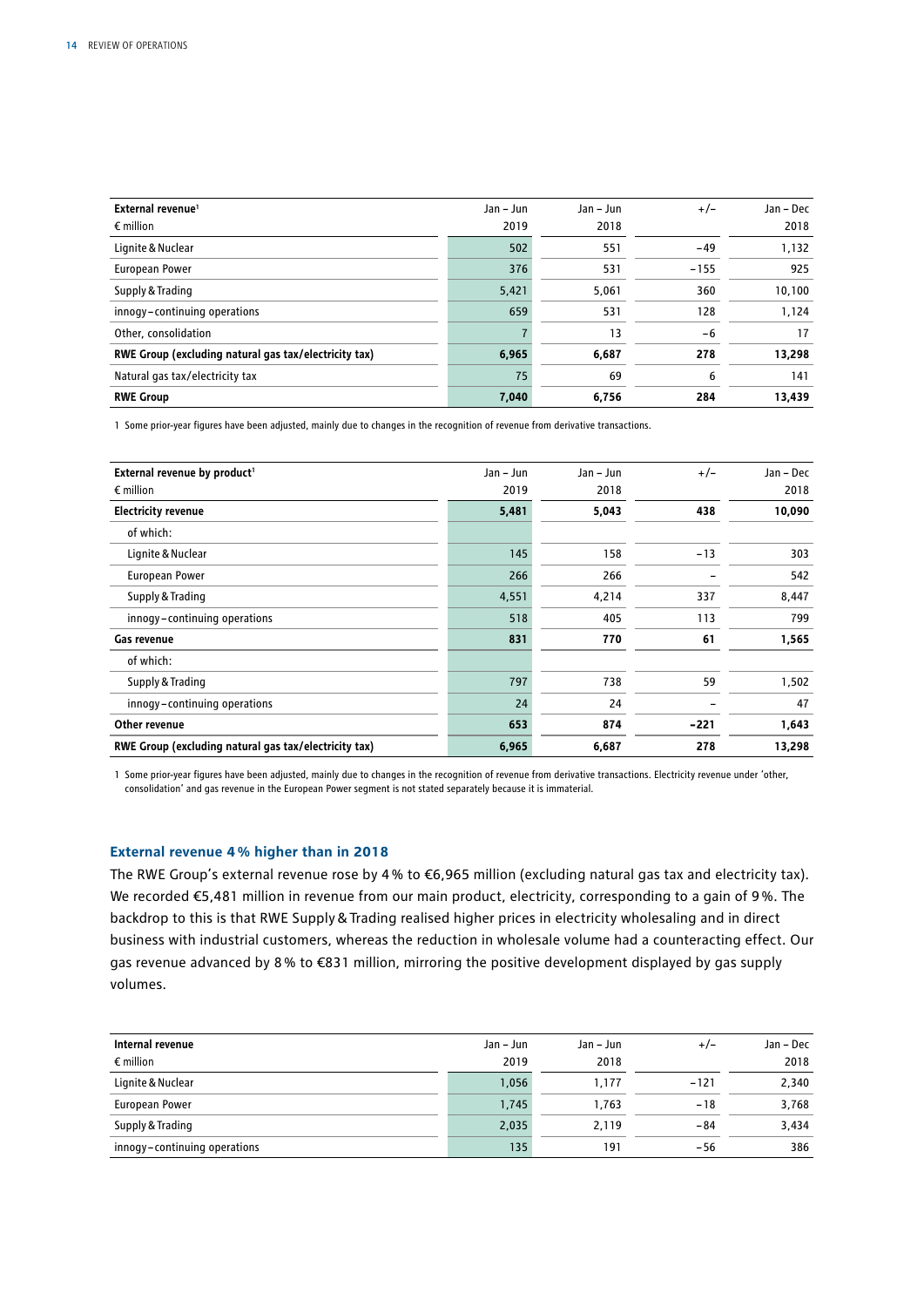| External revenue[1]<br>€ million | Jan – Jun<br>2019 | Jan – Jun<br>2018 | +/– | Jan – Dec<br>2018 |
|---|---|---|---|---|
| Lignite & Nuclear | 502 | 551 | –49 | 1,132 |
| European Power | 376 | 531 | –155 | 925 |
| Supply & Trading | 5,421 | 5,061 | 360 | 10,100 |
| innogy – continuing operations | 659 | 531 | 128 | 1,124 |
| Other, consolidation | 7 | 13 | –6 | 17 |
| **RWE Group (excluding natural gas tax/electricity tax)** | **6,965** | **6,687** | **278** | **13,298** |
| Natural gas tax/electricity tax | 75 | 69 | 6 | 141 |
| **RWE Group** | **7,040** | **6,756** | **284** | **13,439** |

1 Some prior-year figures have been adjusted, mainly due to changes in the recognition of revenue from derivative transactions.

| External revenue by product[1]<br>€ million | Jan – Jun<br>2019 | Jan – Jun<br>2018 | +/– | Jan – Dec<br>2018 |
|---|---|---|---|---|
| **Electricity revenue** | **5,481** | **5,043** | **438** | **10,090** |
| of which: | | | | |
| Lignite & Nuclear | 145 | 158 | –13 | 303 |
| European Power | 266 | 266 | – | 542 |
| Supply & Trading | 4,551 | 4,214 | 337 | 8,447 |
| innogy – continuing operations | 518 | 405 | 113 | 799 |
| **Gas revenue** | **831** | **770** | **61** | **1,565** |
| of which: | | | | |
| Supply & Trading | 797 | 738 | 59 | 1,502 |
| innogy – continuing operations | 24 | 24 | – | 47 |
| **Other revenue** | **653** | **874** | **–221** | **1,643** |
| **RWE Group (excluding natural gas tax/electricity tax)** | **6,965** | **6,687** | **278** | **13,298** |

1 Some prior-year figures have been adjusted, mainly due to changes in the recognition of revenue from derivative transactions. Electricity revenue under 'other, consolidation' and gas revenue in the European Power segment is not stated separately because it is immaterial.

## External revenue 4 % higher than in 2018

The RWE Group's external revenue rose by 4 % to €6,965 million (excluding natural gas tax and electricity tax). We recorded €5,481 million in revenue from our main product, electricity, corresponding to a gain of 9 %. The backdrop to this is that RWE Supply & Trading realised higher prices in electricity wholesaling and in direct business with industrial customers, whereas the reduction in wholesale volume had a counteracting effect. Our gas revenue advanced by 8 % to €831 million, mirroring the positive development displayed by gas supply volumes.

| Internal revenue<br>€ million | Jan – Jun<br>2019 | Jan – Jun<br>2018 | +/– | Jan – Dec<br>2018 |
|---|---|---|---|---|
| Lignite & Nuclear | 1,056 | 1,177 | –121 | 2,340 |
| European Power | 1,745 | 1,763 | –18 | 3,768 |
| Supply & Trading | 2,035 | 2,119 | –84 | 3,434 |
| innogy – continuing operations | 135 | 191 | –56 | 386 |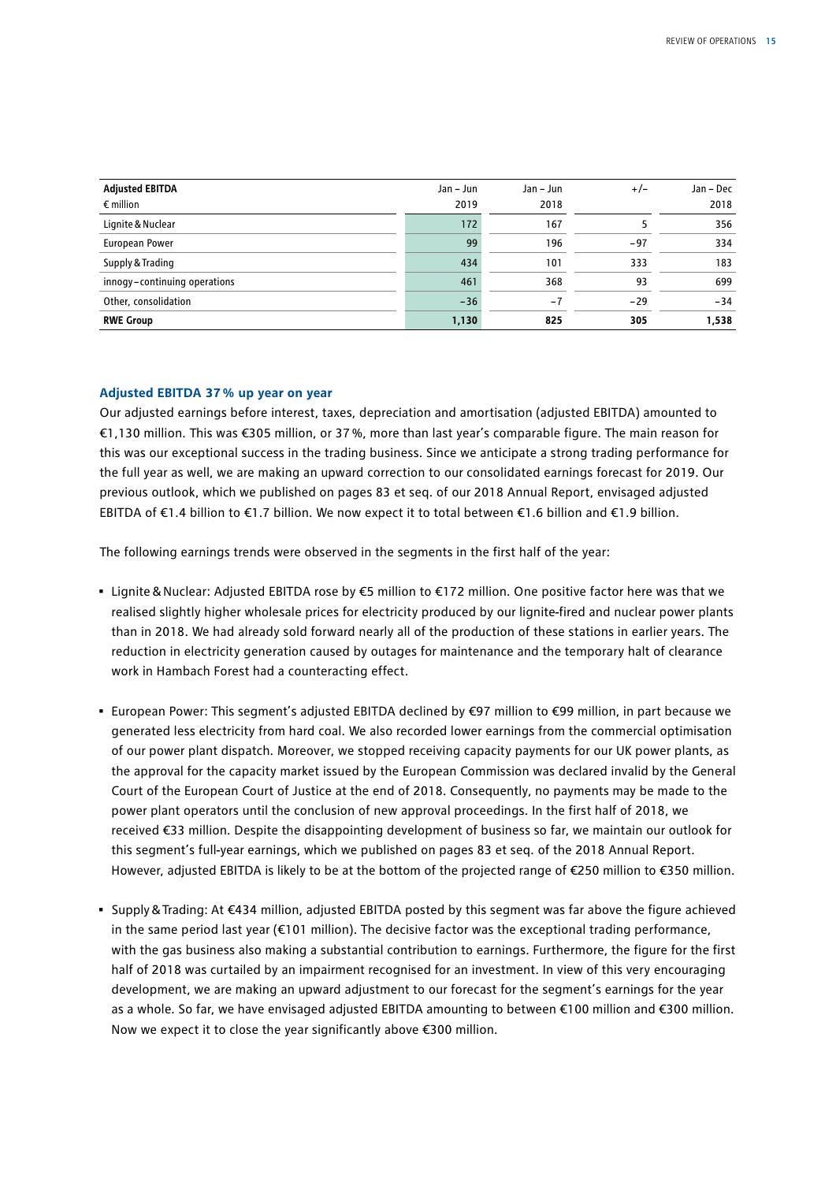| Adjusted EBITDA<br>€ million | Jan – Jun<br>2019 | Jan – Jun<br>2018 | +/– | Jan – Dec<br>2018 |
|---|---|---|---|---|
| Lignite & Nuclear | 172 | 167 | 5 | 356 |
| European Power | 99 | 196 | –97 | 334 |
| Supply & Trading | 434 | 101 | 333 | 183 |
| innogy – continuing operations | 461 | 368 | 93 | 699 |
| Other, consolidation | –36 | –7 | –29 | –34 |
| **RWE Group** | **1,130** | **825** | **305** | **1,538** |

### Adjusted EBITDA 37 % up year on year

Our adjusted earnings before interest, taxes, depreciation and amortisation (adjusted EBITDA) amounted to €1,130 million. This was €305 million, or 37 %, more than last year's comparable figure. The main reason for this was our exceptional success in the trading business. Since we anticipate a strong trading performance for the full year as well, we are making an upward correction to our consolidated earnings forecast for 2019. Our previous outlook, which we published on pages 83 et seq. of our 2018 Annual Report, envisaged adjusted EBITDA of €1.4 billion to €1.7 billion. We now expect it to total between €1.6 billion and €1.9 billion.

The following earnings trends were observed in the segments in the first half of the year:

- Lignite & Nuclear: Adjusted EBITDA rose by €5 million to €172 million. One positive factor here was that we realised slightly higher wholesale prices for electricity produced by our lignite-fired and nuclear power plants than in 2018. We had already sold forward nearly all of the production of these stations in earlier years. The reduction in electricity generation caused by outages for maintenance and the temporary halt of clearance work in Hambach Forest had a counteracting effect.

- European Power: This segment's adjusted EBITDA declined by €97 million to €99 million, in part because we generated less electricity from hard coal. We also recorded lower earnings from the commercial optimisation of our power plant dispatch. Moreover, we stopped receiving capacity payments for our UK power plants, as the approval for the capacity market issued by the European Commission was declared invalid by the General Court of the European Court of Justice at the end of 2018. Consequently, no payments may be made to the power plant operators until the conclusion of new approval proceedings. In the first half of 2018, we received €33 million. Despite the disappointing development of business so far, we maintain our outlook for this segment's full-year earnings, which we published on pages 83 et seq. of the 2018 Annual Report. However, adjusted EBITDA is likely to be at the bottom of the projected range of €250 million to €350 million.

- Supply & Trading: At €434 million, adjusted EBITDA posted by this segment was far above the figure achieved in the same period last year (€101 million). The decisive factor was the exceptional trading performance, with the gas business also making a substantial contribution to earnings. Furthermore, the figure for the first half of 2018 was curtailed by an impairment recognised for an investment. In view of this very encouraging development, we are making an upward adjustment to our forecast for the segment's earnings for the year as a whole. So far, we have envisaged adjusted EBITDA amounting to between €100 million and €300 million. Now we expect it to close the year significantly above €300 million.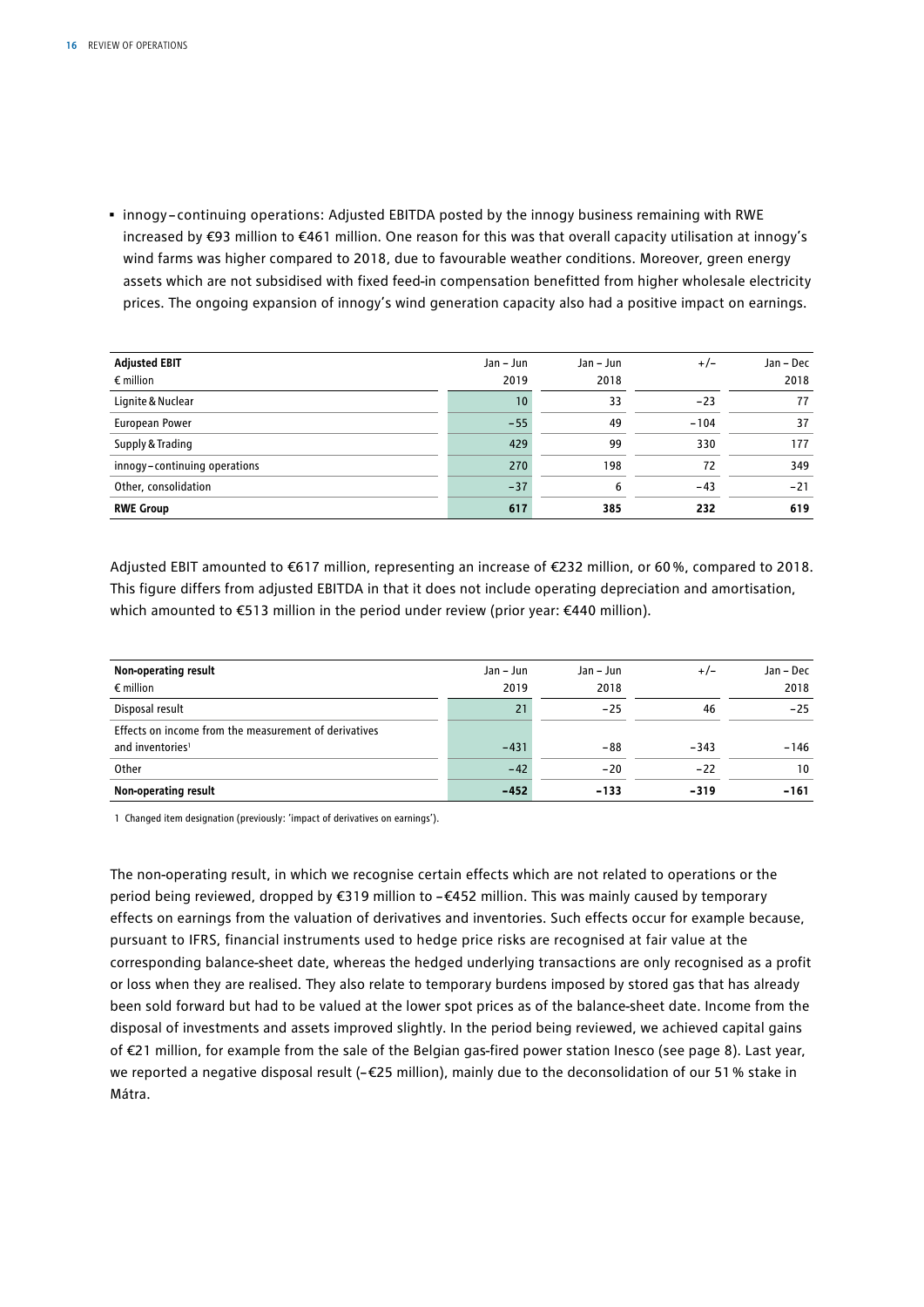- innogy – continuing operations: Adjusted EBITDA posted by the innogy business remaining with RWE increased by €93 million to €461 million. One reason for this was that overall capacity utilisation at innogy's wind farms was higher compared to 2018, due to favourable weather conditions. Moreover, green energy assets which are not subsidised with fixed feed-in compensation benefitted from higher wholesale electricity prices. The ongoing expansion of innogy's wind generation capacity also had a positive impact on earnings.

| Adjusted EBIT<br>€ million | Jan – Jun<br>2019 | Jan – Jun<br>2018 | +/– | Jan – Dec<br>2018 |
|---|---|---|---|---|
| Lignite & Nuclear | 10 | 33 | –23 | 77 |
| European Power | –55 | 49 | –104 | 37 |
| Supply & Trading | 429 | 99 | 330 | 177 |
| innogy – continuing operations | 270 | 198 | 72 | 349 |
| Other, consolidation | –37 | 6 | –43 | –21 |
| **RWE Group** | **617** | **385** | **232** | **619** |

Adjusted EBIT amounted to €617 million, representing an increase of €232 million, or 60 %, compared to 2018. This figure differs from adjusted EBITDA in that it does not include operating depreciation and amortisation, which amounted to €513 million in the period under review (prior year: €440 million).

| Non-operating result<br>€ million | Jan – Jun<br>2019 | Jan – Jun<br>2018 | +/– | Jan – Dec<br>2018 |
|---|---|---|---|---|
| Disposal result | 21 | –25 | 46 | –25 |
| Effects on income from the measurement of derivatives and inventories[1] | –431 | –88 | –343 | –146 |
| Other | –42 | –20 | –22 | 10 |
| **Non-operating result** | **–452** | **–133** | **–319** | **–161** |

1 Changed item designation (previously: 'impact of derivatives on earnings').

The non-operating result, in which we recognise certain effects which are not related to operations or the period being reviewed, dropped by €319 million to –€452 million. This was mainly caused by temporary effects on earnings from the valuation of derivatives and inventories. Such effects occur for example because, pursuant to IFRS, financial instruments used to hedge price risks are recognised at fair value at the corresponding balance-sheet date, whereas the hedged underlying transactions are only recognised as a profit or loss when they are realised. They also relate to temporary burdens imposed by stored gas that has already been sold forward but had to be valued at the lower spot prices as of the balance-sheet date. Income from the disposal of investments and assets improved slightly. In the period being reviewed, we achieved capital gains of €21 million, for example from the sale of the Belgian gas-fired power station Inesco (see page 8). Last year, we reported a negative disposal result (–€25 million), mainly due to the deconsolidation of our 51 % stake in Mátra.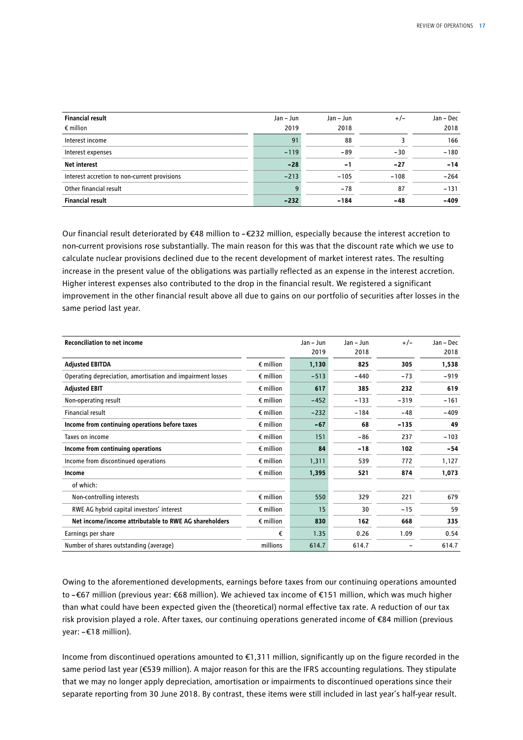| **Financial result**<br>€ million | Jan – Jun<br>2019 | Jan – Jun<br>2018 | +/– | Jan – Dec<br>2018 |
|---|---|---|---|---|
| Interest income | 91 | 88 | 3 | 166 |
| Interest expenses | –119 | –89 | –30 | –180 |
| **Net interest** | **–28** | **–1** | **–27** | **–14** |
| Interest accretion to non-current provisions | –213 | –105 | –108 | –264 |
| Other financial result | 9 | –78 | 87 | –131 |
| **Financial result** | **–232** | **–184** | **–48** | **–409** |

Our financial result deteriorated by €48 million to –€232 million, especially because the interest accretion to non-current provisions rose substantially. The main reason for this was that the discount rate which we use to calculate nuclear provisions declined due to the recent development of market interest rates. The resulting increase in the present value of the obligations was partially reflected as an expense in the interest accretion. Higher interest expenses also contributed to the drop in the financial result. We registered a significant improvement in the other financial result above all due to gains on our portfolio of securities after losses in the same period last year.

| **Reconciliation to net income** | | Jan – Jun<br>2019 | Jan – Jun<br>2018 | +/– | Jan – Dec<br>2018 |
|---|---|---|---|---|---|
| **Adjusted EBITDA** | € million | **1,130** | **825** | **305** | **1,538** |
| Operating depreciation, amortisation and impairment losses | € million | –513 | –440 | –73 | –919 |
| **Adjusted EBIT** | € million | **617** | **385** | **232** | **619** |
| Non-operating result | € million | –452 | –133 | –319 | –161 |
| Financial result | € million | –232 | –184 | –48 | –409 |
| **Income from continuing operations before taxes** | € million | **–67** | **68** | **–135** | **49** |
| Taxes on income | € million | 151 | –86 | 237 | –103 |
| **Income from continuing operations** | € million | **84** | **–18** | **102** | **–54** |
| Income from discontinued operations | € million | 1,311 | 539 | 772 | 1,127 |
| **Income** | € million | **1,395** | **521** | **874** | **1,073** |
| of which: | | | | | |
| Non-controlling interests | € million | 550 | 329 | 221 | 679 |
| RWE AG hybrid capital investors' interest | € million | 15 | 30 | –15 | 59 |
| **Net income/income attributable to RWE AG shareholders** | € million | **830** | **162** | **668** | **335** |
| Earnings per share | € | 1.35 | 0.26 | 1.09 | 0.54 |
| Number of shares outstanding (average) | millions | 614.7 | 614.7 | – | 614.7 |

Owing to the aforementioned developments, earnings before taxes from our continuing operations amounted to –€67 million (previous year: €68 million). We achieved tax income of €151 million, which was much higher than what could have been expected given the (theoretical) normal effective tax rate. A reduction of our tax risk provision played a role. After taxes, our continuing operations generated income of €84 million (previous year: –€18 million).

Income from discontinued operations amounted to €1,311 million, significantly up on the figure recorded in the same period last year (€539 million). A major reason for this are the IFRS accounting regulations. They stipulate that we may no longer apply depreciation, amortisation or impairments to discontinued operations since their separate reporting from 30 June 2018. By contrast, these items were still included in last year's half-year result.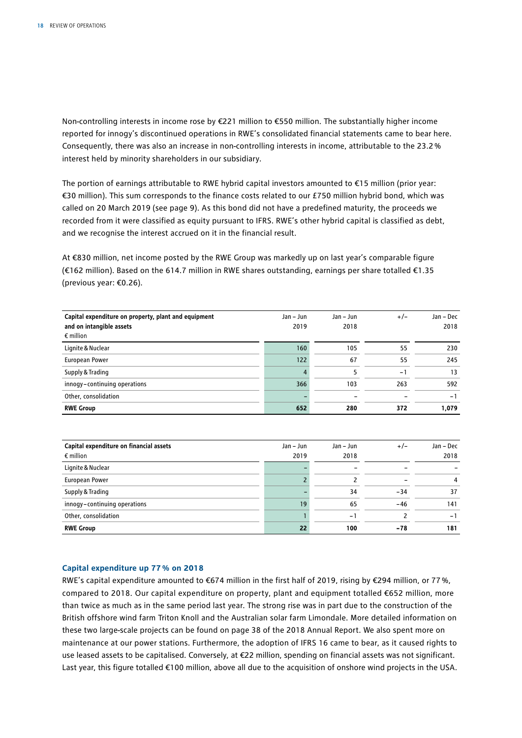Non-controlling interests in income rose by €221 million to €550 million. The substantially higher income reported for innogy's discontinued operations in RWE's consolidated financial statements came to bear here. Consequently, there was also an increase in non-controlling interests in income, attributable to the 23.2 % interest held by minority shareholders in our subsidiary.

The portion of earnings attributable to RWE hybrid capital investors amounted to €15 million (prior year: €30 million). This sum corresponds to the finance costs related to our £750 million hybrid bond, which was called on 20 March 2019 (see page 9). As this bond did not have a predefined maturity, the proceeds we recorded from it were classified as equity pursuant to IFRS. RWE's other hybrid capital is classified as debt, and we recognise the interest accrued on it in the financial result.

At €830 million, net income posted by the RWE Group was markedly up on last year's comparable figure (€162 million). Based on the 614.7 million in RWE shares outstanding, earnings per share totalled €1.35 (previous year: €0.26).

| Capital expenditure on property, plant and equipment and on intangible assets<br>€ million | Jan – Jun 2019 | Jan – Jun 2018 | +/– | Jan – Dec 2018 |
|---|---|---|---|---|
| Lignite & Nuclear | 160 | 105 | 55 | 230 |
| European Power | 122 | 67 | 55 | 245 |
| Supply & Trading | 4 | 5 | −1 | 13 |
| innogy – continuing operations | 366 | 103 | 263 | 592 |
| Other, consolidation | – | – | – | −1 |
| **RWE Group** | **652** | **280** | **372** | **1,079** |

| Capital expenditure on financial assets<br>€ million | Jan – Jun 2019 | Jan – Jun 2018 | +/– | Jan – Dec 2018 |
|---|---|---|---|---|
| Lignite & Nuclear | – | – | – | – |
| European Power | 2 | 2 | – | 4 |
| Supply & Trading | – | 34 | −34 | 37 |
| innogy – continuing operations | 19 | 65 | −46 | 141 |
| Other, consolidation | 1 | −1 | 2 | −1 |
| **RWE Group** | **22** | **100** | **−78** | **181** |

### Capital expenditure up 77 % on 2018

RWE's capital expenditure amounted to €674 million in the first half of 2019, rising by €294 million, or 77 %, compared to 2018. Our capital expenditure on property, plant and equipment totalled €652 million, more than twice as much as in the same period last year. The strong rise was in part due to the construction of the British offshore wind farm Triton Knoll and the Australian solar farm Limondale. More detailed information on these two large-scale projects can be found on page 38 of the 2018 Annual Report. We also spent more on maintenance at our power stations. Furthermore, the adoption of IFRS 16 came to bear, as it caused rights to use leased assets to be capitalised. Conversely, at €22 million, spending on financial assets was not significant. Last year, this figure totalled €100 million, above all due to the acquisition of onshore wind projects in the USA.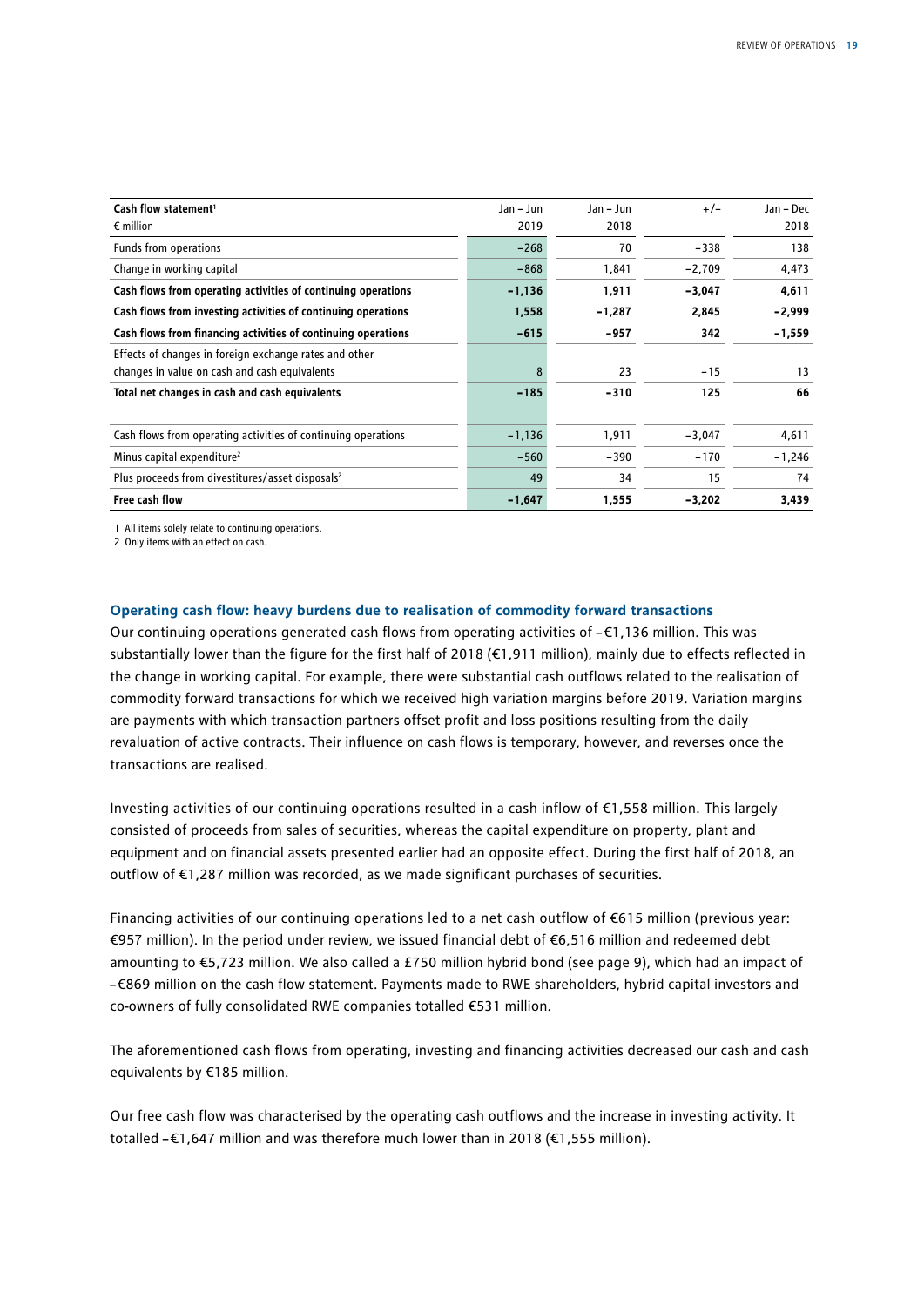| Cash flow statement[1] € million | Jan – Jun 2019 | Jan – Jun 2018 | +/– | Jan – Dec 2018 |
|---|---|---|---|---|
| Funds from operations | −268 | 70 | −338 | 138 |
| Change in working capital | −868 | 1,841 | −2,709 | 4,473 |
| **Cash flows from operating activities of continuing operations** | **−1,136** | **1,911** | **−3,047** | **4,611** |
| **Cash flows from investing activities of continuing operations** | **1,558** | **−1,287** | **2,845** | **−2,999** |
| **Cash flows from financing activities of continuing operations** | **−615** | **−957** | **342** | **−1,559** |
| Effects of changes in foreign exchange rates and other changes in value on cash and cash equivalents | 8 | 23 | −15 | 13 |
| **Total net changes in cash and cash equivalents** | **−185** | **−310** | **125** | **66** |
| | | | | |
| Cash flows from operating activities of continuing operations | −1,136 | 1,911 | −3,047 | 4,611 |
| Minus capital expenditure[2] | −560 | −390 | −170 | −1,246 |
| Plus proceeds from divestitures/asset disposals[2] | 49 | 34 | 15 | 74 |
| **Free cash flow** | **−1,647** | **1,555** | **−3,202** | **3,439** |

1 All items solely relate to continuing operations.
2 Only items with an effect on cash.

### Operating cash flow: heavy burdens due to realisation of commodity forward transactions

Our continuing operations generated cash flows from operating activities of −€1,136 million. This was substantially lower than the figure for the first half of 2018 (€1,911 million), mainly due to effects reflected in the change in working capital. For example, there were substantial cash outflows related to the realisation of commodity forward transactions for which we received high variation margins before 2019. Variation margins are payments with which transaction partners offset profit and loss positions resulting from the daily revaluation of active contracts. Their influence on cash flows is temporary, however, and reverses once the transactions are realised.

Investing activities of our continuing operations resulted in a cash inflow of €1,558 million. This largely consisted of proceeds from sales of securities, whereas the capital expenditure on property, plant and equipment and on financial assets presented earlier had an opposite effect. During the first half of 2018, an outflow of €1,287 million was recorded, as we made significant purchases of securities.

Financing activities of our continuing operations led to a net cash outflow of €615 million (previous year: €957 million). In the period under review, we issued financial debt of €6,516 million and redeemed debt amounting to €5,723 million. We also called a £750 million hybrid bond (see page 9), which had an impact of −€869 million on the cash flow statement. Payments made to RWE shareholders, hybrid capital investors and co-owners of fully consolidated RWE companies totalled €531 million.

The aforementioned cash flows from operating, investing and financing activities decreased our cash and cash equivalents by €185 million.

Our free cash flow was characterised by the operating cash outflows and the increase in investing activity. It totalled −€1,647 million and was therefore much lower than in 2018 (€1,555 million).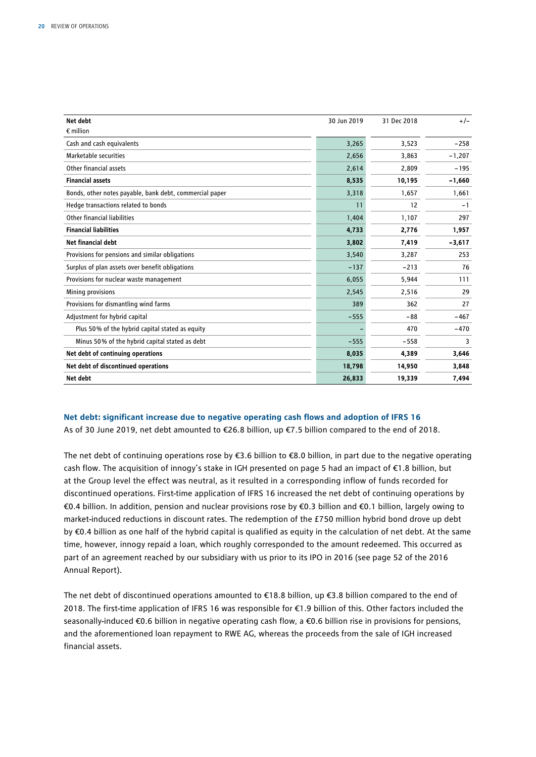| Net debt<br>€ million | 30 Jun 2019 | 31 Dec 2018 | +/– |
|---|---|---|---|
| Cash and cash equivalents | 3,265 | 3,523 | –258 |
| Marketable securities | 2,656 | 3,863 | –1,207 |
| Other financial assets | 2,614 | 2,809 | –195 |
| **Financial assets** | **8,535** | **10,195** | **–1,660** |
| Bonds, other notes payable, bank debt, commercial paper | 3,318 | 1,657 | 1,661 |
| Hedge transactions related to bonds | 11 | 12 | –1 |
| Other financial liabilities | 1,404 | 1,107 | 297 |
| **Financial liabilities** | **4,733** | **2,776** | **1,957** |
| **Net financial debt** | **3,802** | **7,419** | **–3,617** |
| Provisions for pensions and similar obligations | 3,540 | 3,287 | 253 |
| Surplus of plan assets over benefit obligations | –137 | –213 | 76 |
| Provisions for nuclear waste management | 6,055 | 5,944 | 111 |
| Mining provisions | 2,545 | 2,516 | 29 |
| Provisions for dismantling wind farms | 389 | 362 | 27 |
| Adjustment for hybrid capital | –555 | –88 | –467 |
| Plus 50% of the hybrid capital stated as equity | – | 470 | –470 |
| Minus 50% of the hybrid capital stated as debt | –555 | –558 | 3 |
| **Net debt of continuing operations** | **8,035** | **4,389** | **3,646** |
| **Net debt of discontinued operations** | **18,798** | **14,950** | **3,848** |
| **Net debt** | **26,833** | **19,339** | **7,494** |

### Net debt: significant increase due to negative operating cash flows and adoption of IFRS 16

As of 30 June 2019, net debt amounted to €26.8 billion, up €7.5 billion compared to the end of 2018.

The net debt of continuing operations rose by €3.6 billion to €8.0 billion, in part due to the negative operating cash flow. The acquisition of innogy's stake in IGH presented on page 5 had an impact of €1.8 billion, but at the Group level the effect was neutral, as it resulted in a corresponding inflow of funds recorded for discontinued operations. First-time application of IFRS 16 increased the net debt of continuing operations by €0.4 billion. In addition, pension and nuclear provisions rose by €0.3 billion and €0.1 billion, largely owing to market-induced reductions in discount rates. The redemption of the £750 million hybrid bond drove up debt by €0.4 billion as one half of the hybrid capital is qualified as equity in the calculation of net debt. At the same time, however, innogy repaid a loan, which roughly corresponded to the amount redeemed. This occurred as part of an agreement reached by our subsidiary with us prior to its IPO in 2016 (see page 52 of the 2016 Annual Report).

The net debt of discontinued operations amounted to €18.8 billion, up €3.8 billion compared to the end of 2018. The first-time application of IFRS 16 was responsible for €1.9 billion of this. Other factors included the seasonally-induced €0.6 billion in negative operating cash flow, a €0.6 billion rise in provisions for pensions, and the aforementioned loan repayment to RWE AG, whereas the proceeds from the sale of IGH increased financial assets.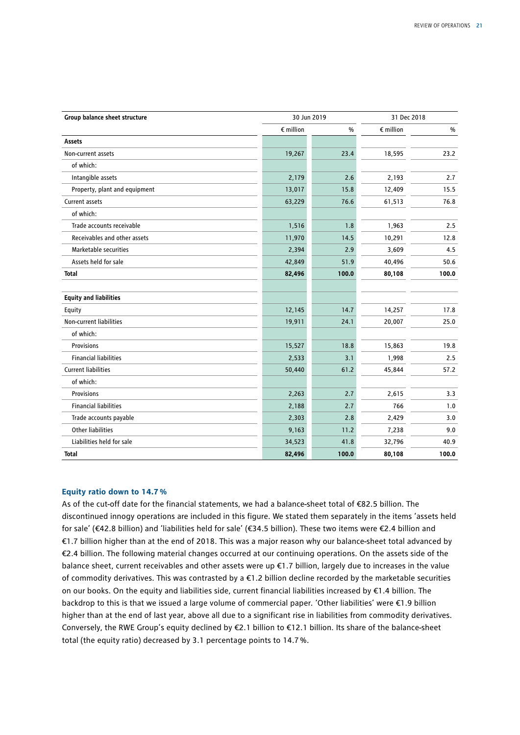| Group balance sheet structure | 30 Jun 2019 | | 31 Dec 2018 | |
|---|---|---|---|---|
| | € million | % | € million | % |
| **Assets** | | | | |
| Non-current assets | 19,267 | 23.4 | 18,595 | 23.2 |
| of which: | | | | |
| Intangible assets | 2,179 | 2.6 | 2,193 | 2.7 |
| Property, plant and equipment | 13,017 | 15.8 | 12,409 | 15.5 |
| Current assets | 63,229 | 76.6 | 61,513 | 76.8 |
| of which: | | | | |
| Trade accounts receivable | 1,516 | 1.8 | 1,963 | 2.5 |
| Receivables and other assets | 11,970 | 14.5 | 10,291 | 12.8 |
| Marketable securities | 2,394 | 2.9 | 3,609 | 4.5 |
| Assets held for sale | 42,849 | 51.9 | 40,496 | 50.6 |
| **Total** | **82,496** | **100.0** | **80,108** | **100.0** |
| | | | | |
| **Equity and liabilities** | | | | |
| Equity | 12,145 | 14.7 | 14,257 | 17.8 |
| Non-current liabilities | 19,911 | 24.1 | 20,007 | 25.0 |
| of which: | | | | |
| Provisions | 15,527 | 18.8 | 15,863 | 19.8 |
| Financial liabilities | 2,533 | 3.1 | 1,998 | 2.5 |
| Current liabilities | 50,440 | 61.2 | 45,844 | 57.2 |
| of which: | | | | |
| Provisions | 2,263 | 2.7 | 2,615 | 3.3 |
| Financial liabilities | 2,188 | 2.7 | 766 | 1.0 |
| Trade accounts payable | 2,303 | 2.8 | 2,429 | 3.0 |
| Other liabilities | 9,163 | 11.2 | 7,238 | 9.0 |
| Liabilities held for sale | 34,523 | 41.8 | 32,796 | 40.9 |
| **Total** | **82,496** | **100.0** | **80,108** | **100.0** |

### Equity ratio down to 14.7 %

As of the cut-off date for the financial statements, we had a balance-sheet total of €82.5 billion. The discontinued innogy operations are included in this figure. We stated them separately in the items 'assets held for sale' (€42.8 billion) and 'liabilities held for sale' (€34.5 billion). These two items were €2.4 billion and €1.7 billion higher than at the end of 2018. This was a major reason why our balance-sheet total advanced by €2.4 billion. The following material changes occurred at our continuing operations. On the assets side of the balance sheet, current receivables and other assets were up €1.7 billion, largely due to increases in the value of commodity derivatives. This was contrasted by a €1.2 billion decline recorded by the marketable securities on our books. On the equity and liabilities side, current financial liabilities increased by €1.4 billion. The backdrop to this is that we issued a large volume of commercial paper. 'Other liabilities' were €1.9 billion higher than at the end of last year, above all due to a significant rise in liabilities from commodity derivatives. Conversely, the RWE Group's equity declined by €2.1 billion to €12.1 billion. Its share of the balance-sheet total (the equity ratio) decreased by 3.1 percentage points to 14.7 %.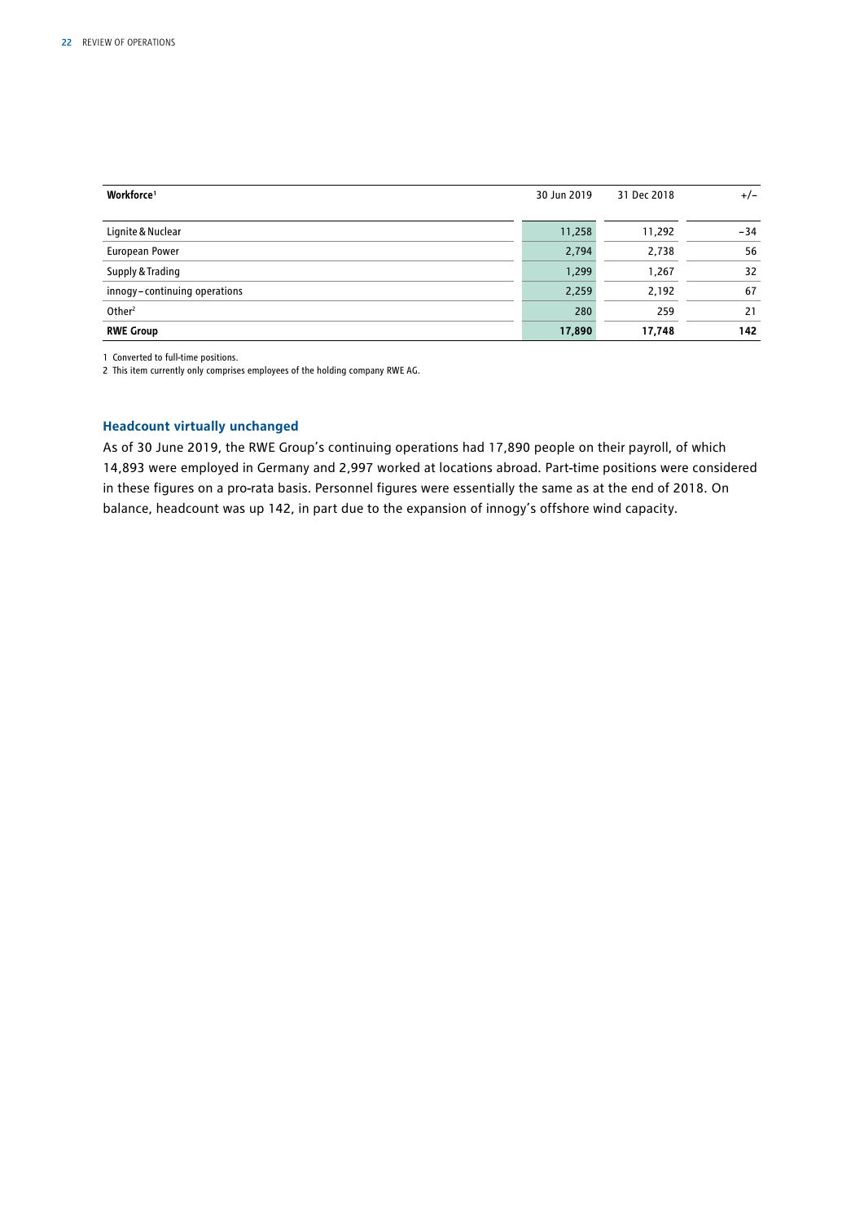| Workforce[1] | 30 Jun 2019 | 31 Dec 2018 | +/− |
|---|---|---|---|
| Lignite & Nuclear | 11,258 | 11,292 | −34 |
| European Power | 2,794 | 2,738 | 56 |
| Supply & Trading | 1,299 | 1,267 | 32 |
| innogy – continuing operations | 2,259 | 2,192 | 67 |
| Other[2] | 280 | 259 | 21 |
| **RWE Group** | **17,890** | **17,748** | **142** |

1 Converted to full-time positions.
2 This item currently only comprises employees of the holding company RWE AG.

### Headcount virtually unchanged

As of 30 June 2019, the RWE Group's continuing operations had 17,890 people on their payroll, of which 14,893 were employed in Germany and 2,997 worked at locations abroad. Part-time positions were considered in these figures on a pro-rata basis. Personnel figures were essentially the same as at the end of 2018. On balance, headcount was up 142, in part due to the expansion of innogy's offshore wind capacity.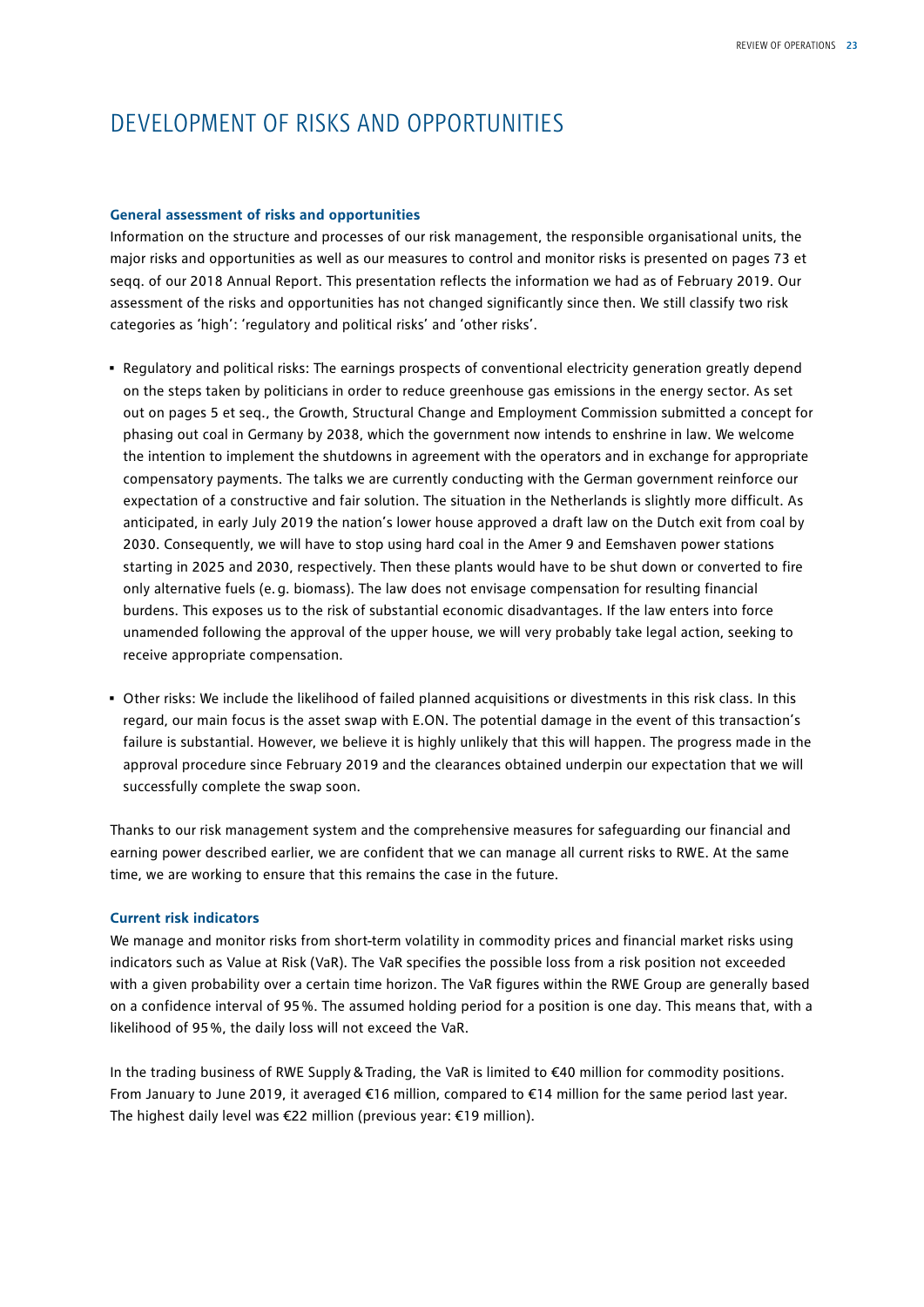# DEVELOPMENT OF RISKS AND OPPORTUNITIES

### General assessment of risks and opportunities

Information on the structure and processes of our risk management, the responsible organisational units, the major risks and opportunities as well as our measures to control and monitor risks is presented on pages 73 et seqq. of our 2018 Annual Report. This presentation reflects the information we had as of February 2019. Our assessment of the risks and opportunities has not changed significantly since then. We still classify two risk categories as 'high': 'regulatory and political risks' and 'other risks'.

- Regulatory and political risks: The earnings prospects of conventional electricity generation greatly depend on the steps taken by politicians in order to reduce greenhouse gas emissions in the energy sector. As set out on pages 5 et seq., the Growth, Structural Change and Employment Commission submitted a concept for phasing out coal in Germany by 2038, which the government now intends to enshrine in law. We welcome the intention to implement the shutdowns in agreement with the operators and in exchange for appropriate compensatory payments. The talks we are currently conducting with the German government reinforce our expectation of a constructive and fair solution. The situation in the Netherlands is slightly more difficult. As anticipated, in early July 2019 the nation's lower house approved a draft law on the Dutch exit from coal by 2030. Consequently, we will have to stop using hard coal in the Amer 9 and Eemshaven power stations starting in 2025 and 2030, respectively. Then these plants would have to be shut down or converted to fire only alternative fuels (e. g. biomass). The law does not envisage compensation for resulting financial burdens. This exposes us to the risk of substantial economic disadvantages. If the law enters into force unamended following the approval of the upper house, we will very probably take legal action, seeking to receive appropriate compensation.
- Other risks: We include the likelihood of failed planned acquisitions or divestments in this risk class. In this regard, our main focus is the asset swap with E.ON. The potential damage in the event of this transaction's failure is substantial. However, we believe it is highly unlikely that this will happen. The progress made in the approval procedure since February 2019 and the clearances obtained underpin our expectation that we will successfully complete the swap soon.

Thanks to our risk management system and the comprehensive measures for safeguarding our financial and earning power described earlier, we are confident that we can manage all current risks to RWE. At the same time, we are working to ensure that this remains the case in the future.

### Current risk indicators

We manage and monitor risks from short-term volatility in commodity prices and financial market risks using indicators such as Value at Risk (VaR). The VaR specifies the possible loss from a risk position not exceeded with a given probability over a certain time horizon. The VaR figures within the RWE Group are generally based on a confidence interval of 95 %. The assumed holding period for a position is one day. This means that, with a likelihood of 95 %, the daily loss will not exceed the VaR.

In the trading business of RWE Supply & Trading, the VaR is limited to €40 million for commodity positions. From January to June 2019, it averaged €16 million, compared to €14 million for the same period last year. The highest daily level was €22 million (previous year: €19 million).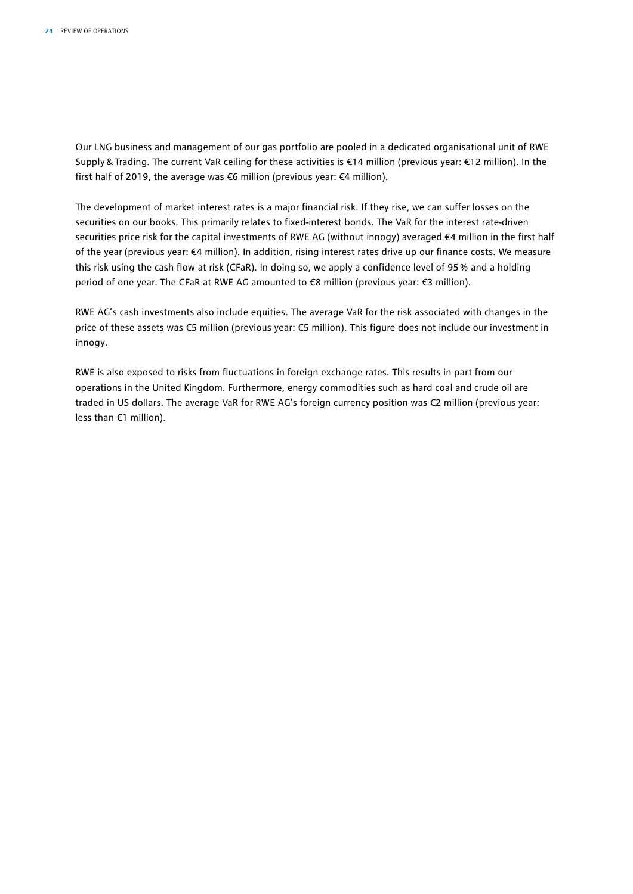Our LNG business and management of our gas portfolio are pooled in a dedicated organisational unit of RWE Supply & Trading. The current VaR ceiling for these activities is €14 million (previous year: €12 million). In the first half of 2019, the average was €6 million (previous year: €4 million).

The development of market interest rates is a major financial risk. If they rise, we can suffer losses on the securities on our books. This primarily relates to fixed-interest bonds. The VaR for the interest rate-driven securities price risk for the capital investments of RWE AG (without innogy) averaged €4 million in the first half of the year (previous year: €4 million). In addition, rising interest rates drive up our finance costs. We measure this risk using the cash flow at risk (CFaR). In doing so, we apply a confidence level of 95 % and a holding period of one year. The CFaR at RWE AG amounted to €8 million (previous year: €3 million).

RWE AG's cash investments also include equities. The average VaR for the risk associated with changes in the price of these assets was €5 million (previous year: €5 million). This figure does not include our investment in innogy.

RWE is also exposed to risks from fluctuations in foreign exchange rates. This results in part from our operations in the United Kingdom. Furthermore, energy commodities such as hard coal and crude oil are traded in US dollars. The average VaR for RWE AG's foreign currency position was €2 million (previous year: less than €1 million).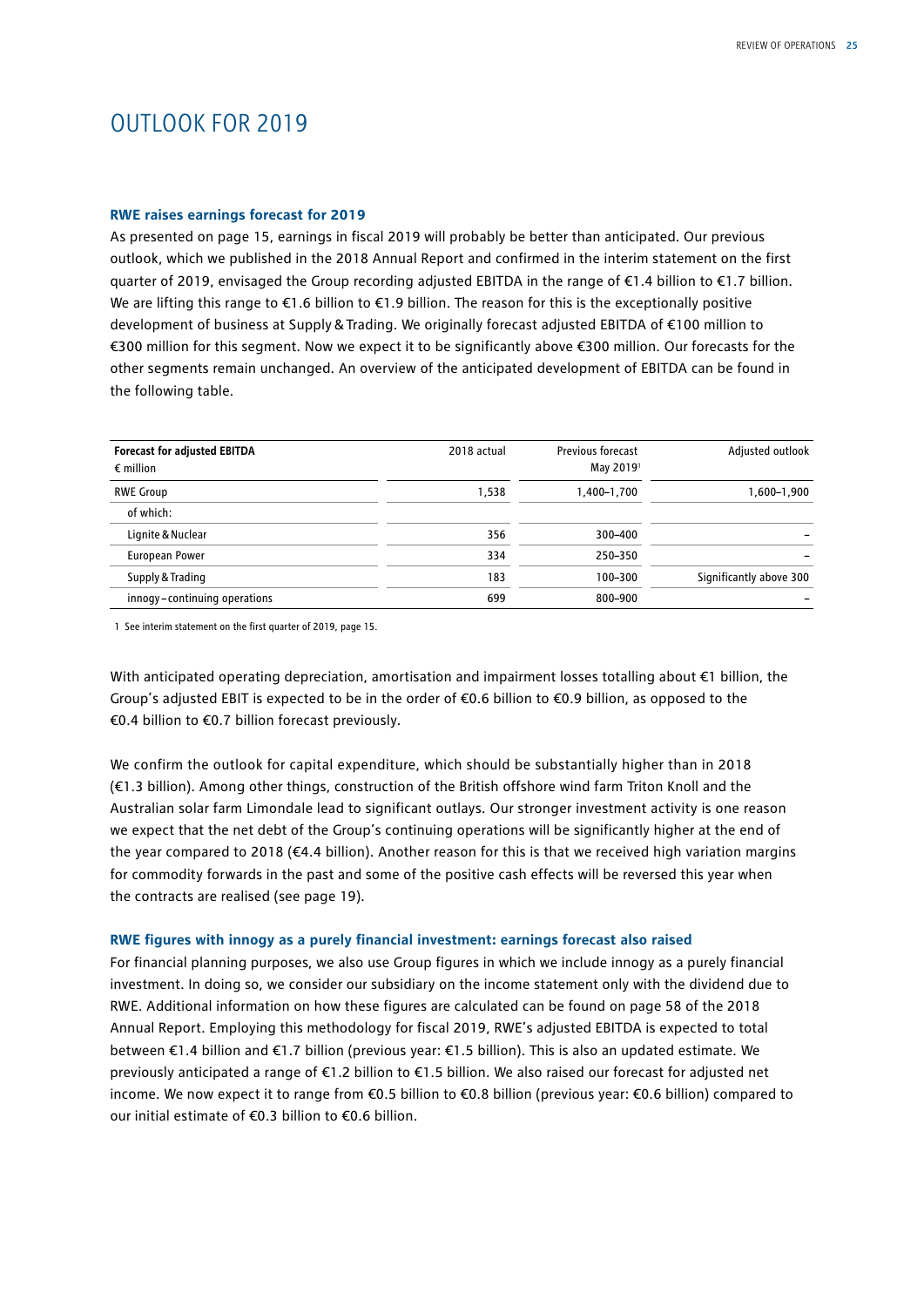# OUTLOOK FOR 2019

### RWE raises earnings forecast for 2019

As presented on page 15, earnings in fiscal 2019 will probably be better than anticipated. Our previous outlook, which we published in the 2018 Annual Report and confirmed in the interim statement on the first quarter of 2019, envisaged the Group recording adjusted EBITDA in the range of €1.4 billion to €1.7 billion. We are lifting this range to €1.6 billion to €1.9 billion. The reason for this is the exceptionally positive development of business at Supply & Trading. We originally forecast adjusted EBITDA of €100 million to €300 million for this segment. Now we expect it to be significantly above €300 million. Our forecasts for the other segments remain unchanged. An overview of the anticipated development of EBITDA can be found in the following table.

| Forecast for adjusted EBITDA<br>€ million | 2018 actual | Previous forecast May 2019[1] | Adjusted outlook |
|---|---|---|---|
| RWE Group | 1,538 | 1,400–1,700 | 1,600–1,900 |
| of which: | | | |
| Lignite & Nuclear | 356 | 300–400 | – |
| European Power | 334 | 250–350 | – |
| Supply & Trading | 183 | 100–300 | Significantly above 300 |
| innogy – continuing operations | 699 | 800–900 | – |

1 See interim statement on the first quarter of 2019, page 15.

With anticipated operating depreciation, amortisation and impairment losses totalling about €1 billion, the Group's adjusted EBIT is expected to be in the order of €0.6 billion to €0.9 billion, as opposed to the €0.4 billion to €0.7 billion forecast previously.

We confirm the outlook for capital expenditure, which should be substantially higher than in 2018 (€1.3 billion). Among other things, construction of the British offshore wind farm Triton Knoll and the Australian solar farm Limondale lead to significant outlays. Our stronger investment activity is one reason we expect that the net debt of the Group's continuing operations will be significantly higher at the end of the year compared to 2018 (€4.4 billion). Another reason for this is that we received high variation margins for commodity forwards in the past and some of the positive cash effects will be reversed this year when the contracts are realised (see page 19).

### RWE figures with innogy as a purely financial investment: earnings forecast also raised

For financial planning purposes, we also use Group figures in which we include innogy as a purely financial investment. In doing so, we consider our subsidiary on the income statement only with the dividend due to RWE. Additional information on how these figures are calculated can be found on page 58 of the 2018 Annual Report. Employing this methodology for fiscal 2019, RWE's adjusted EBITDA is expected to total between €1.4 billion and €1.7 billion (previous year: €1.5 billion). This is also an updated estimate. We previously anticipated a range of €1.2 billion to €1.5 billion. We also raised our forecast for adjusted net income. We now expect it to range from €0.5 billion to €0.8 billion (previous year: €0.6 billion) compared to our initial estimate of €0.3 billion to €0.6 billion.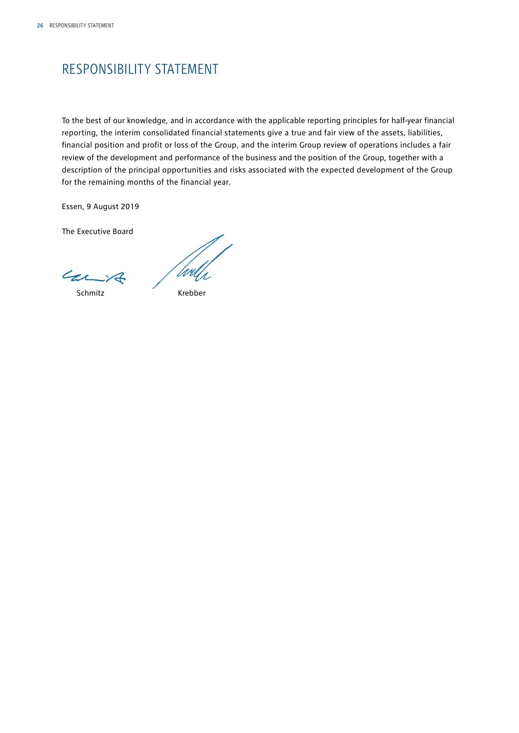# RESPONSIBILITY STATEMENT

To the best of our knowledge, and in accordance with the applicable reporting principles for half-year financial reporting, the interim consolidated financial statements give a true and fair view of the assets, liabilities, financial position and profit or loss of the Group, and the interim Group review of operations includes a fair review of the development and performance of the business and the position of the Group, together with a description of the principal opportunities and risks associated with the expected development of the Group for the remaining months of the financial year.

Essen, 9 August 2019

The Executive Board

Schmitz Krebber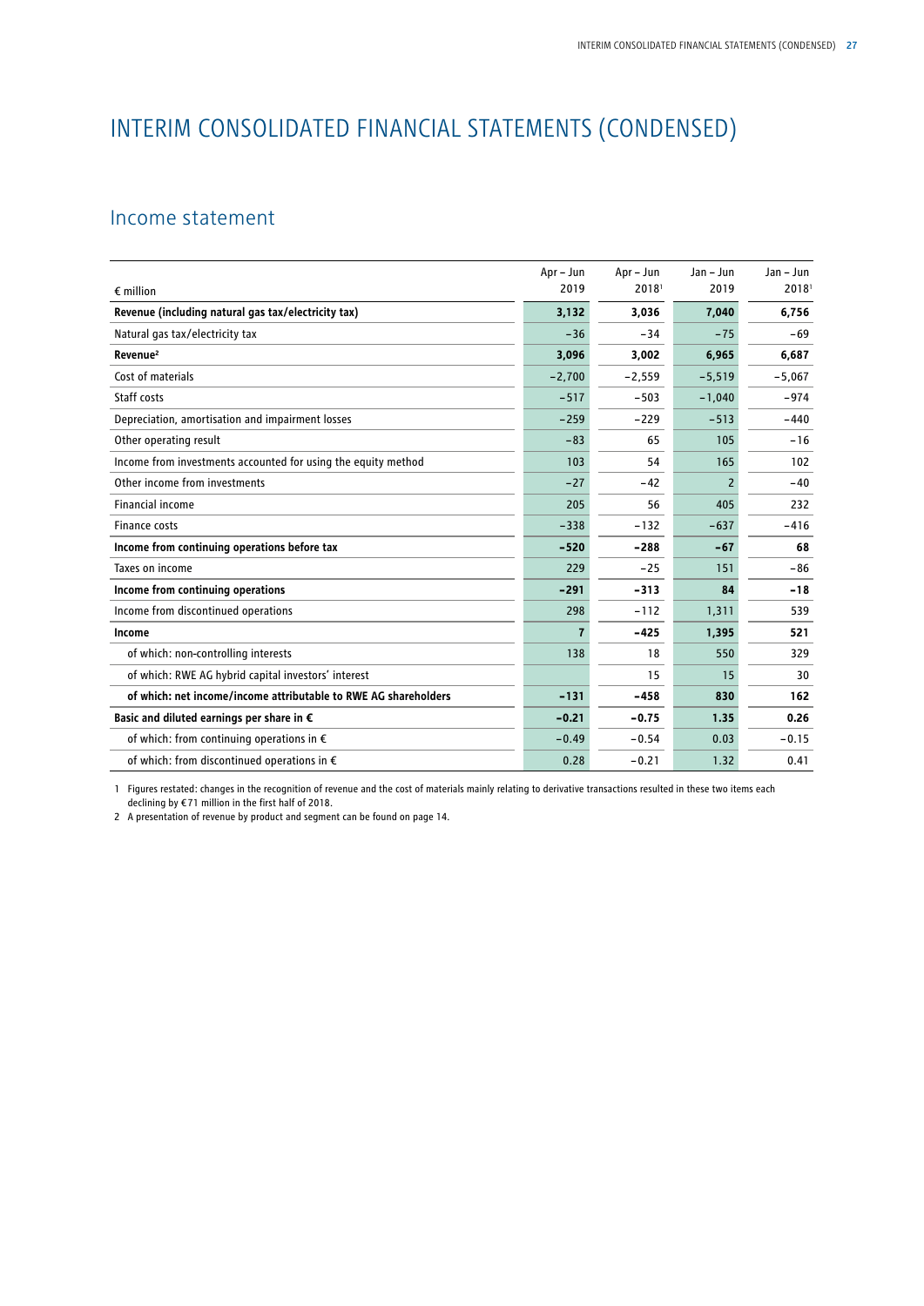# INTERIM CONSOLIDATED FINANCIAL STATEMENTS (CONDENSED)

## Income statement

| € million | Apr – Jun 2019 | Apr – Jun 2018[1] | Jan – Jun 2019 | Jan – Jun 2018[1] |
|---|---|---|---|---|
| **Revenue (including natural gas tax/electricity tax)** | **3,132** | **3,036** | **7,040** | **6,756** |
| Natural gas tax/electricity tax | −36 | −34 | −75 | −69 |
| **Revenue[2]** | **3,096** | **3,002** | **6,965** | **6,687** |
| Cost of materials | −2,700 | −2,559 | −5,519 | −5,067 |
| Staff costs | −517 | −503 | −1,040 | −974 |
| Depreciation, amortisation and impairment losses | −259 | −229 | −513 | −440 |
| Other operating result | −83 | 65 | 105 | −16 |
| Income from investments accounted for using the equity method | 103 | 54 | 165 | 102 |
| Other income from investments | −27 | −42 | 2 | −40 |
| Financial income | 205 | 56 | 405 | 232 |
| Finance costs | −338 | −132 | −637 | −416 |
| **Income from continuing operations before tax** | **−520** | **−288** | **−67** | **68** |
| Taxes on income | 229 | −25 | 151 | −86 |
| **Income from continuing operations** | **−291** | **−313** | **84** | **−18** |
| Income from discontinued operations | 298 | −112 | 1,311 | 539 |
| **Income** | **7** | **−425** | **1,395** | **521** |
| of which: non-controlling interests | 138 | 18 | 550 | 329 |
| of which: RWE AG hybrid capital investors' interest | | 15 | 15 | 30 |
| **of which: net income/income attributable to RWE AG shareholders** | **−131** | **−458** | **830** | **162** |
| **Basic and diluted earnings per share in €** | **−0.21** | **−0.75** | **1.35** | **0.26** |
| of which: from continuing operations in € | −0.49 | −0.54 | 0.03 | −0.15 |
| of which: from discontinued operations in € | 0.28 | −0.21 | 1.32 | 0.41 |

1 Figures restated: changes in the recognition of revenue and the cost of materials mainly relating to derivative transactions resulted in these two items each declining by €71 million in the first half of 2018.

2 A presentation of revenue by product and segment can be found on page 14.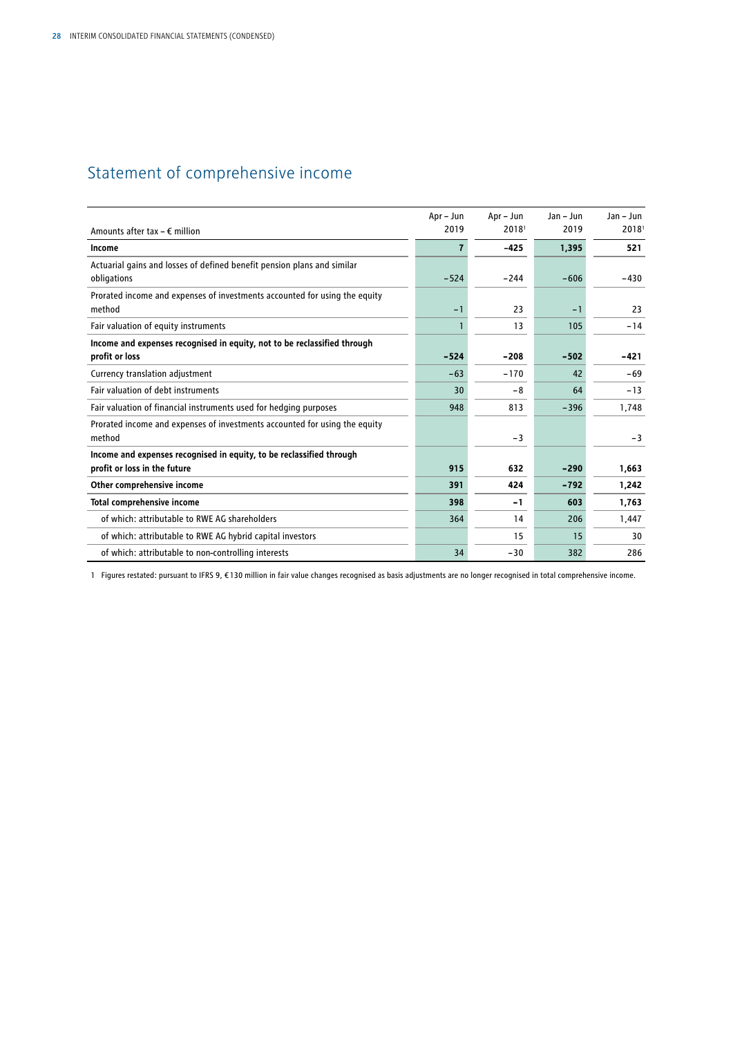# Statement of comprehensive income

| Amounts after tax – € million | Apr – Jun 2019 | Apr – Jun 2018[1] | Jan – Jun 2019 | Jan – Jun 2018[1] |
|---|---|---|---|---|
| **Income** | **7** | **-425** | **1,395** | **521** |
| Actuarial gains and losses of defined benefit pension plans and similar obligations | -524 | -244 | -606 | -430 |
| Prorated income and expenses of investments accounted for using the equity method | -1 | 23 | -1 | 23 |
| Fair valuation of equity instruments | 1 | 13 | 105 | -14 |
| **Income and expenses recognised in equity, not to be reclassified through profit or loss** | **-524** | **-208** | **-502** | **-421** |
| Currency translation adjustment | -63 | -170 | 42 | -69 |
| Fair valuation of debt instruments | 30 | -8 | 64 | -13 |
| Fair valuation of financial instruments used for hedging purposes | 948 | 813 | -396 | 1,748 |
| Prorated income and expenses of investments accounted for using the equity method | | -3 | | -3 |
| **Income and expenses recognised in equity, to be reclassified through profit or loss in the future** | **915** | **632** | **-290** | **1,663** |
| **Other comprehensive income** | **391** | **424** | **-792** | **1,242** |
| **Total comprehensive income** | **398** | **-1** | **603** | **1,763** |
| of which: attributable to RWE AG shareholders | 364 | 14 | 206 | 1,447 |
| of which: attributable to RWE AG hybrid capital investors | | 15 | 15 | 30 |
| of which: attributable to non-controlling interests | 34 | -30 | 382 | 286 |

1 Figures restated: pursuant to IFRS 9, €130 million in fair value changes recognised as basis adjustments are no longer recognised in total comprehensive income.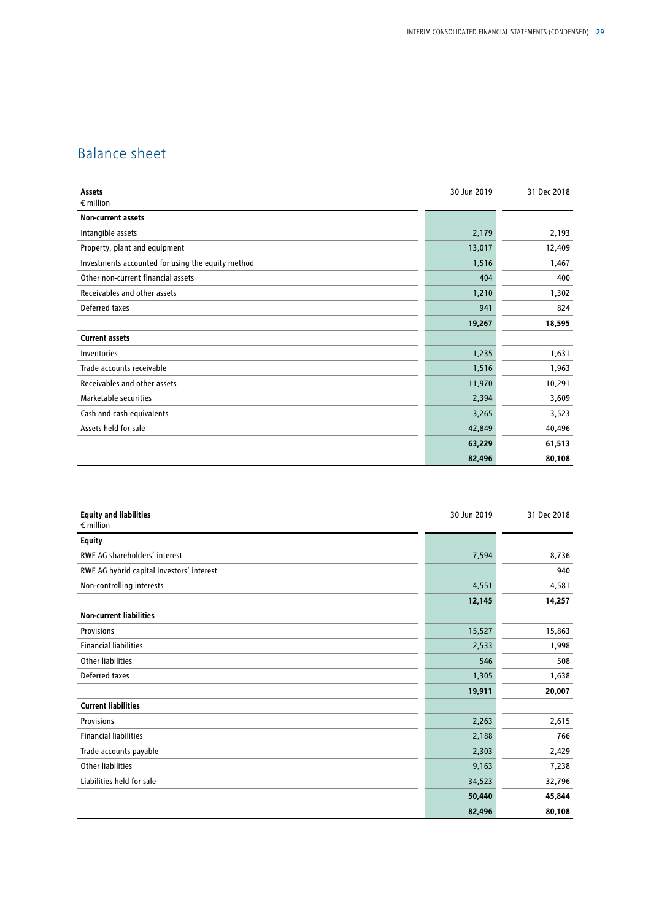## Balance sheet

| Assets<br>€ million | 30 Jun 2019 | 31 Dec 2018 |
|---|---|---|
| **Non-current assets** | | |
| Intangible assets | 2,179 | 2,193 |
| Property, plant and equipment | 13,017 | 12,409 |
| Investments accounted for using the equity method | 1,516 | 1,467 |
| Other non-current financial assets | 404 | 400 |
| Receivables and other assets | 1,210 | 1,302 |
| Deferred taxes | 941 | 824 |
| | **19,267** | **18,595** |
| **Current assets** | | |
| Inventories | 1,235 | 1,631 |
| Trade accounts receivable | 1,516 | 1,963 |
| Receivables and other assets | 11,970 | 10,291 |
| Marketable securities | 2,394 | 3,609 |
| Cash and cash equivalents | 3,265 | 3,523 |
| Assets held for sale | 42,849 | 40,496 |
| | **63,229** | **61,513** |
| | **82,496** | **80,108** |

| Equity and liabilities<br>€ million | 30 Jun 2019 | 31 Dec 2018 |
|---|---|---|
| **Equity** | | |
| RWE AG shareholders' interest | 7,594 | 8,736 |
| RWE AG hybrid capital investors' interest | | 940 |
| Non-controlling interests | 4,551 | 4,581 |
| | **12,145** | **14,257** |
| **Non-current liabilities** | | |
| Provisions | 15,527 | 15,863 |
| Financial liabilities | 2,533 | 1,998 |
| Other liabilities | 546 | 508 |
| Deferred taxes | 1,305 | 1,638 |
| | **19,911** | **20,007** |
| **Current liabilities** | | |
| Provisions | 2,263 | 2,615 |
| Financial liabilities | 2,188 | 766 |
| Trade accounts payable | 2,303 | 2,429 |
| Other liabilities | 9,163 | 7,238 |
| Liabilities held for sale | 34,523 | 32,796 |
| | **50,440** | **45,844** |
| | **82,496** | **80,108** |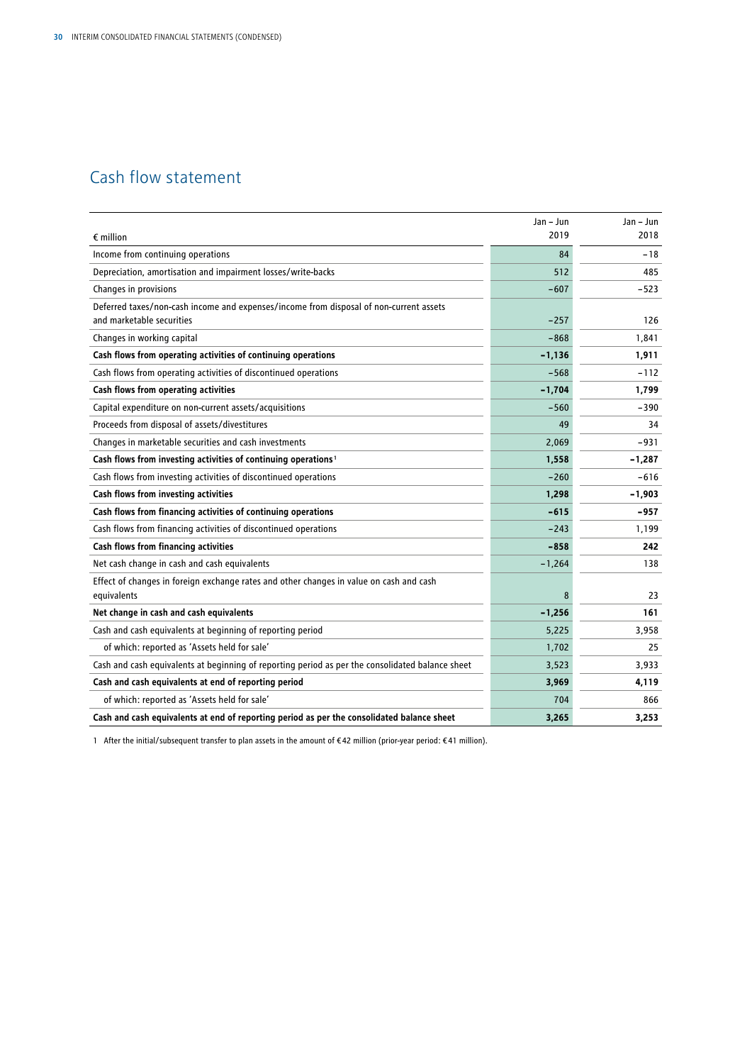## Cash flow statement

| € million | Jan – Jun 2019 | Jan – Jun 2018 |
|---|---|---|
| Income from continuing operations | 84 | −18 |
| Depreciation, amortisation and impairment losses/write-backs | 512 | 485 |
| Changes in provisions | −607 | −523 |
| Deferred taxes/non-cash income and expenses/income from disposal of non-current assets and marketable securities | −257 | 126 |
| Changes in working capital | −868 | 1,841 |
| **Cash flows from operating activities of continuing operations** | **−1,136** | **1,911** |
| Cash flows from operating activities of discontinued operations | −568 | −112 |
| **Cash flows from operating activities** | **−1,704** | **1,799** |
| Capital expenditure on non-current assets/acquisitions | −560 | −390 |
| Proceeds from disposal of assets/divestitures | 49 | 34 |
| Changes in marketable securities and cash investments | 2,069 | −931 |
| **Cash flows from investing activities of continuing operations** [1] | **1,558** | **−1,287** |
| Cash flows from investing activities of discontinued operations | −260 | −616 |
| **Cash flows from investing activities** | **1,298** | **−1,903** |
| **Cash flows from financing activities of continuing operations** | **−615** | **−957** |
| Cash flows from financing activities of discontinued operations | −243 | 1,199 |
| **Cash flows from financing activities** | **−858** | **242** |
| Net cash change in cash and cash equivalents | −1,264 | 138 |
| Effect of changes in foreign exchange rates and other changes in value on cash and cash equivalents | 8 | 23 |
| **Net change in cash and cash equivalents** | **−1,256** | **161** |
| Cash and cash equivalents at beginning of reporting period | 5,225 | 3,958 |
| of which: reported as 'Assets held for sale' | 1,702 | 25 |
| Cash and cash equivalents at beginning of reporting period as per the consolidated balance sheet | 3,523 | 3,933 |
| **Cash and cash equivalents at end of reporting period** | **3,969** | **4,119** |
| of which: reported as 'Assets held for sale' | 704 | 866 |
| **Cash and cash equivalents at end of reporting period as per the consolidated balance sheet** | **3,265** | **3,253** |

1 After the initial/subsequent transfer to plan assets in the amount of €42 million (prior-year period: €41 million).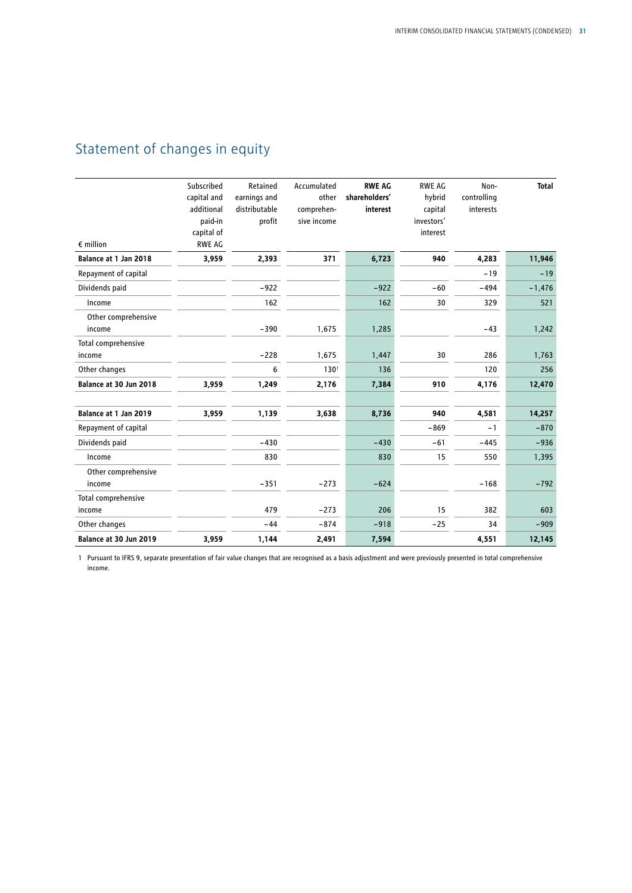# Statement of changes in equity

| € million | Subscribed capital and additional paid-in capital of RWE AG | Retained earnings and distributable profit | Accumulated other comprehensive income | **RWE AG shareholders' interest** | RWE AG hybrid capital investors' interest | Non-controlling interests | **Total** |
|---|---|---|---|---|---|---|---|
| **Balance at 1 Jan 2018** | **3,959** | **2,393** | **371** | **6,723** | **940** | **4,283** | **11,946** |
| Repayment of capital | | | | | | −19 | −19 |
| Dividends paid | | −922 | | −922 | −60 | −494 | −1,476 |
| Income | | 162 | | 162 | 30 | 329 | 521 |
| Other comprehensive income | | −390 | 1,675 | 1,285 | | −43 | 1,242 |
| Total comprehensive income | | −228 | 1,675 | 1,447 | 30 | 286 | 1,763 |
| Other changes | | 6 | 130[1] | 136 | | 120 | 256 |
| **Balance at 30 Jun 2018** | **3,959** | **1,249** | **2,176** | **7,384** | **910** | **4,176** | **12,470** |
| | | | | | | | |
| **Balance at 1 Jan 2019** | **3,959** | **1,139** | **3,638** | **8,736** | **940** | **4,581** | **14,257** |
| Repayment of capital | | | | | −869 | −1 | −870 |
| Dividends paid | | −430 | | −430 | −61 | −445 | −936 |
| Income | | 830 | | 830 | 15 | 550 | 1,395 |
| Other comprehensive income | | −351 | −273 | −624 | | −168 | −792 |
| Total comprehensive income | | 479 | −273 | 206 | 15 | 382 | 603 |
| Other changes | | −44 | −874 | −918 | −25 | 34 | −909 |
| **Balance at 30 Jun 2019** | **3,959** | **1,144** | **2,491** | **7,594** | | **4,551** | **12,145** |

1 Pursuant to IFRS 9, separate presentation of fair value changes that are recognised as a basis adjustment and were previously presented in total comprehensive income.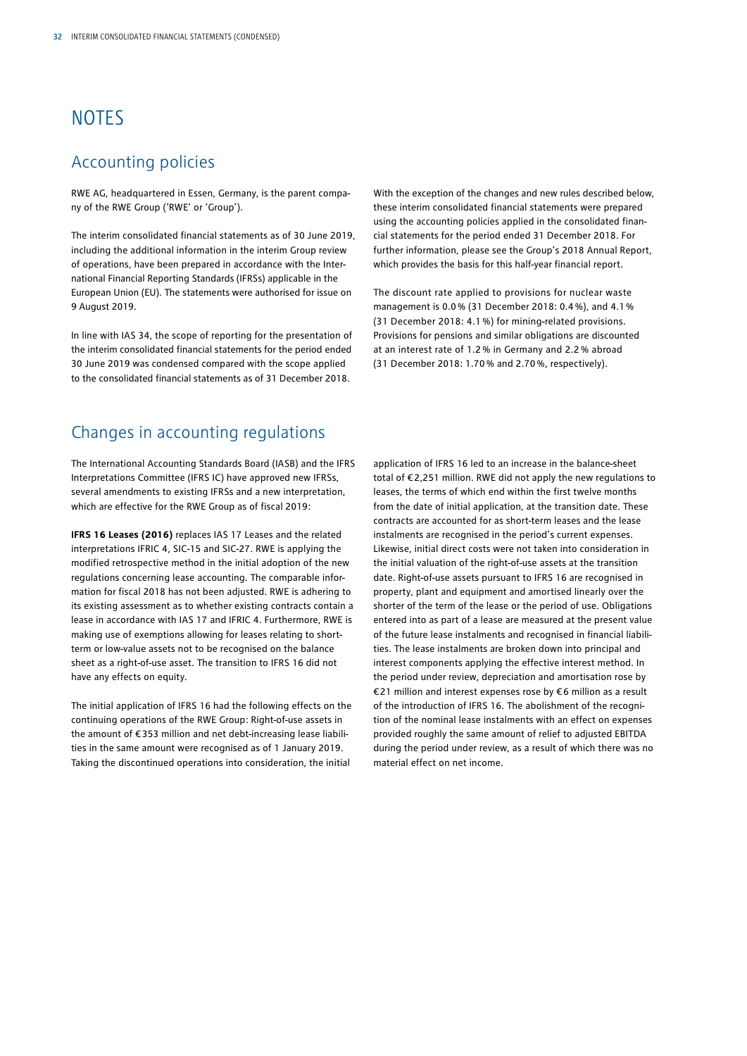# NOTES

## Accounting policies

RWE AG, headquartered in Essen, Germany, is the parent company of the RWE Group ('RWE' or 'Group').

The interim consolidated financial statements as of 30 June 2019, including the additional information in the interim Group review of operations, have been prepared in accordance with the International Financial Reporting Standards (IFRSs) applicable in the European Union (EU). The statements were authorised for issue on 9 August 2019.

In line with IAS 34, the scope of reporting for the presentation of the interim consolidated financial statements for the period ended 30 June 2019 was condensed compared with the scope applied to the consolidated financial statements as of 31 December 2018.

With the exception of the changes and new rules described below, these interim consolidated financial statements were prepared using the accounting policies applied in the consolidated financial statements for the period ended 31 December 2018. For further information, please see the Group's 2018 Annual Report, which provides the basis for this half-year financial report.

The discount rate applied to provisions for nuclear waste management is 0.0 % (31 December 2018: 0.4 %), and 4.1 % (31 December 2018: 4.1 %) for mining-related provisions. Provisions for pensions and similar obligations are discounted at an interest rate of 1.2 % in Germany and 2.2 % abroad (31 December 2018: 1.70 % and 2.70 %, respectively).

## Changes in accounting regulations

The International Accounting Standards Board (IASB) and the IFRS Interpretations Committee (IFRS IC) have approved new IFRSs, several amendments to existing IFRSs and a new interpretation, which are effective for the RWE Group as of fiscal 2019:

**IFRS 16 Leases (2016)** replaces IAS 17 Leases and the related interpretations IFRIC 4, SIC-15 and SIC-27. RWE is applying the modified retrospective method in the initial adoption of the new regulations concerning lease accounting. The comparable information for fiscal 2018 has not been adjusted. RWE is adhering to its existing assessment as to whether existing contracts contain a lease in accordance with IAS 17 and IFRIC 4. Furthermore, RWE is making use of exemptions allowing for leases relating to short-term or low-value assets not to be recognised on the balance sheet as a right-of-use asset. The transition to IFRS 16 did not have any effects on equity.

The initial application of IFRS 16 had the following effects on the continuing operations of the RWE Group: Right-of-use assets in the amount of €353 million and net debt-increasing lease liabilities in the same amount were recognised as of 1 January 2019. Taking the discontinued operations into consideration, the initial application of IFRS 16 led to an increase in the balance-sheet total of €2,251 million. RWE did not apply the new regulations to leases, the terms of which end within the first twelve months from the date of initial application, at the transition date. These contracts are accounted for as short-term leases and the lease instalments are recognised in the period's current expenses. Likewise, initial direct costs were not taken into consideration in the initial valuation of the right-of-use assets at the transition date. Right-of-use assets pursuant to IFRS 16 are recognised in property, plant and equipment and amortised linearly over the shorter of the term of the lease or the period of use. Obligations entered into as part of a lease are measured at the present value of the future lease instalments and recognised in financial liabilities. The lease instalments are broken down into principal and interest components applying the effective interest method. In the period under review, depreciation and amortisation rose by €21 million and interest expenses rose by €6 million as a result of the introduction of IFRS 16. The abolishment of the recognition of the nominal lease instalments with an effect on expenses provided roughly the same amount of relief to adjusted EBITDA during the period under review, as a result of which there was no material effect on net income.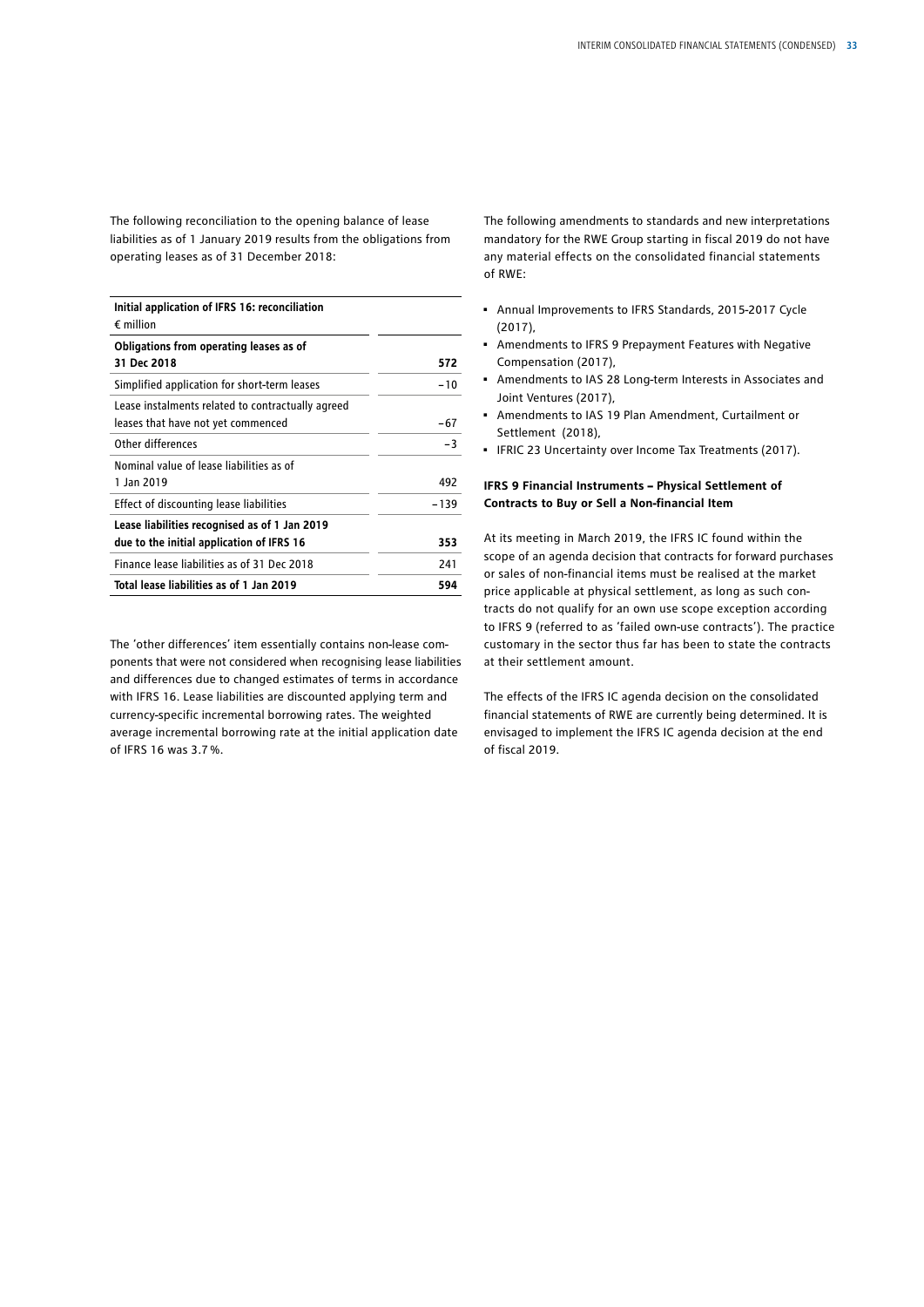The following reconciliation to the opening balance of lease liabilities as of 1 January 2019 results from the obligations from operating leases as of 31 December 2018:

| **Initial application of IFRS 16: reconciliation** € million | |
|---|---|
| **Obligations from operating leases as of 31 Dec 2018** | **572** |
| Simplified application for short-term leases | −10 |
| Lease instalments related to contractually agreed leases that have not yet commenced | −67 |
| Other differences | −3 |
| Nominal value of lease liabilities as of 1 Jan 2019 | 492 |
| Effect of discounting lease liabilities | −139 |
| **Lease liabilities recognised as of 1 Jan 2019 due to the initial application of IFRS 16** | **353** |
| Finance lease liabilities as of 31 Dec 2018 | 241 |
| **Total lease liabilities as of 1 Jan 2019** | **594** |

The 'other differences' item essentially contains non-lease components that were not considered when recognising lease liabilities and differences due to changed estimates of terms in accordance with IFRS 16. Lease liabilities are discounted applying term and currency-specific incremental borrowing rates. The weighted average incremental borrowing rate at the initial application date of IFRS 16 was 3.7 %.

The following amendments to standards and new interpretations mandatory for the RWE Group starting in fiscal 2019 do not have any material effects on the consolidated financial statements of RWE:

- Annual Improvements to IFRS Standards, 2015-2017 Cycle (2017),
- Amendments to IFRS 9 Prepayment Features with Negative Compensation (2017),
- Amendments to IAS 28 Long-term Interests in Associates and Joint Ventures (2017),
- Amendments to IAS 19 Plan Amendment, Curtailment or Settlement (2018),
- IFRIC 23 Uncertainty over Income Tax Treatments (2017).

**IFRS 9 Financial Instruments – Physical Settlement of Contracts to Buy or Sell a Non-financial Item**

At its meeting in March 2019, the IFRS IC found within the scope of an agenda decision that contracts for forward purchases or sales of non-financial items must be realised at the market price applicable at physical settlement, as long as such contracts do not qualify for an own use scope exception according to IFRS 9 (referred to as 'failed own-use contracts'). The practice customary in the sector thus far has been to state the contracts at their settlement amount.

The effects of the IFRS IC agenda decision on the consolidated financial statements of RWE are currently being determined. It is envisaged to implement the IFRS IC agenda decision at the end of fiscal 2019.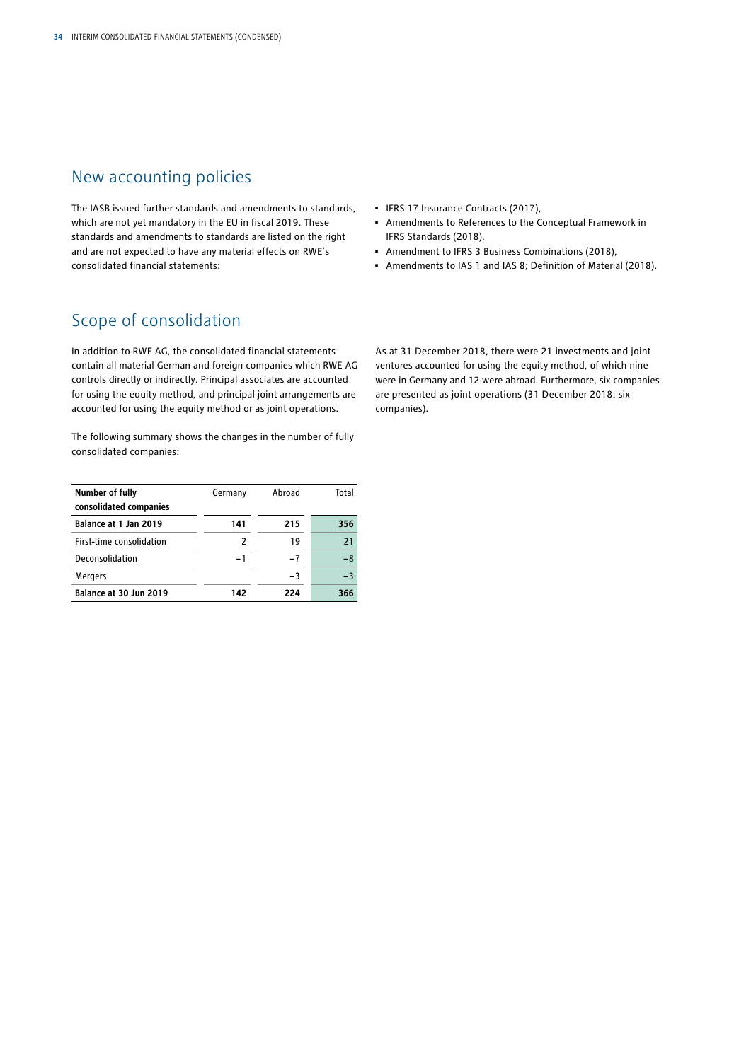## New accounting policies

The IASB issued further standards and amendments to standards, which are not yet mandatory in the EU in fiscal 2019. These standards and amendments to standards are listed on the right and are not expected to have any material effects on RWE's consolidated financial statements:

- IFRS 17 Insurance Contracts (2017),
- Amendments to References to the Conceptual Framework in IFRS Standards (2018),
- Amendment to IFRS 3 Business Combinations (2018),
- Amendments to IAS 1 and IAS 8; Definition of Material (2018).

## Scope of consolidation

In addition to RWE AG, the consolidated financial statements contain all material German and foreign companies which RWE AG controls directly or indirectly. Principal associates are accounted for using the equity method, and principal joint arrangements are accounted for using the equity method or as joint operations.

The following summary shows the changes in the number of fully consolidated companies:

| Number of fully consolidated companies | Germany | Abroad | Total |
|---|---|---|---|
| **Balance at 1 Jan 2019** | **141** | **215** | **356** |
| First-time consolidation | 2 | 19 | 21 |
| Deconsolidation | −1 | −7 | −8 |
| Mergers | | −3 | −3 |
| **Balance at 30 Jun 2019** | **142** | **224** | **366** |

As at 31 December 2018, there were 21 investments and joint ventures accounted for using the equity method, of which nine were in Germany and 12 were abroad. Furthermore, six companies are presented as joint operations (31 December 2018: six companies).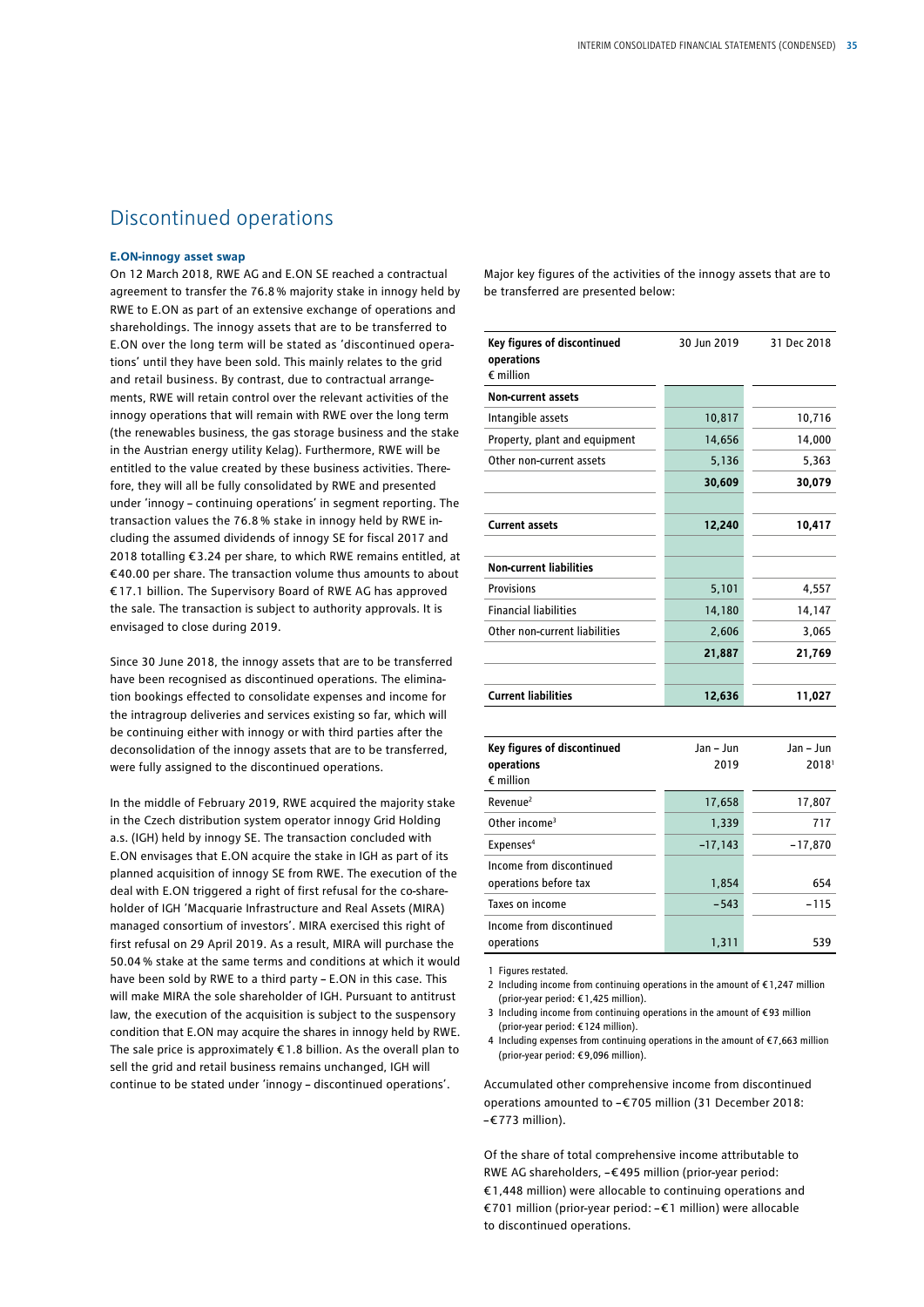# Discontinued operations

### E.ON-innogy asset swap

On 12 March 2018, RWE AG and E.ON SE reached a contractual agreement to transfer the 76.8 % majority stake in innogy held by RWE to E.ON as part of an extensive exchange of operations and shareholdings. The innogy assets that are to be transferred to E.ON over the long term will be stated as 'discontinued operations' until they have been sold. This mainly relates to the grid and retail business. By contrast, due to contractual arrangements, RWE will retain control over the relevant activities of the innogy operations that will remain with RWE over the long term (the renewables business, the gas storage business and the stake in the Austrian energy utility Kelag). Furthermore, RWE will be entitled to the value created by these business activities. Therefore, they will all be fully consolidated by RWE and presented under 'innogy – continuing operations' in segment reporting. The transaction values the 76.8 % stake in innogy held by RWE including the assumed dividends of innogy SE for fiscal 2017 and 2018 totalling €3.24 per share, to which RWE remains entitled, at €40.00 per share. The transaction volume thus amounts to about €17.1 billion. The Supervisory Board of RWE AG has approved the sale. The transaction is subject to authority approvals. It is envisaged to close during 2019.

Since 30 June 2018, the innogy assets that are to be transferred have been recognised as discontinued operations. The elimination bookings effected to consolidate expenses and income for the intragroup deliveries and services existing so far, which will be continuing either with innogy or with third parties after the deconsolidation of the innogy assets that are to be transferred, were fully assigned to the discontinued operations.

In the middle of February 2019, RWE acquired the majority stake in the Czech distribution system operator innogy Grid Holding a.s. (IGH) held by innogy SE. The transaction concluded with E.ON envisages that E.ON acquire the stake in IGH as part of its planned acquisition of innogy SE from RWE. The execution of the deal with E.ON triggered a right of first refusal for the co-shareholder of IGH 'Macquarie Infrastructure and Real Assets (MIRA) managed consortium of investors'. MIRA exercised this right of first refusal on 29 April 2019. As a result, MIRA will purchase the 50.04 % stake at the same terms and conditions at which it would have been sold by RWE to a third party – E.ON in this case. This will make MIRA the sole shareholder of IGH. Pursuant to antitrust law, the execution of the acquisition is subject to the suspensory condition that E.ON may acquire the shares in innogy held by RWE. The sale price is approximately €1.8 billion. As the overall plan to sell the grid and retail business remains unchanged, IGH will continue to be stated under 'innogy – discontinued operations'.

Major key figures of the activities of the innogy assets that are to be transferred are presented below:

| Key figures of discontinued operations<br>€ million | 30 Jun 2019 | 31 Dec 2018 |
|---|---|---|
| **Non-current assets** | | |
| Intangible assets | 10,817 | 10,716 |
| Property, plant and equipment | 14,656 | 14,000 |
| Other non-current assets | 5,136 | 5,363 |
| | **30,609** | **30,079** |
| | | |
| **Current assets** | **12,240** | **10,417** |
| | | |
| **Non-current liabilities** | | |
| Provisions | 5,101 | 4,557 |
| Financial liabilities | 14,180 | 14,147 |
| Other non-current liabilities | 2,606 | 3,065 |
| | **21,887** | **21,769** |
| | | |
| **Current liabilities** | **12,636** | **11,027** |

| Key figures of discontinued operations<br>€ million | Jan – Jun 2019 | Jan – Jun 2018[1] |
|---|---|---|
| Revenue[2] | 17,658 | 17,807 |
| Other income[3] | 1,339 | 717 |
| Expenses[4] | −17,143 | −17,870 |
| Income from discontinued operations before tax | 1,854 | 654 |
| Taxes on income | −543 | −115 |
| Income from discontinued operations | 1,311 | 539 |

1 Figures restated.
2 Including income from continuing operations in the amount of €1,247 million (prior-year period: €1,425 million).
3 Including income from continuing operations in the amount of €93 million (prior-year period: €124 million).
4 Including expenses from continuing operations in the amount of €7,663 million (prior-year period: €9,096 million).

Accumulated other comprehensive income from discontinued operations amounted to −€705 million (31 December 2018: −€773 million).

Of the share of total comprehensive income attributable to RWE AG shareholders, −€495 million (prior-year period: €1,448 million) were allocable to continuing operations and €701 million (prior-year period: −€1 million) were allocable to discontinued operations.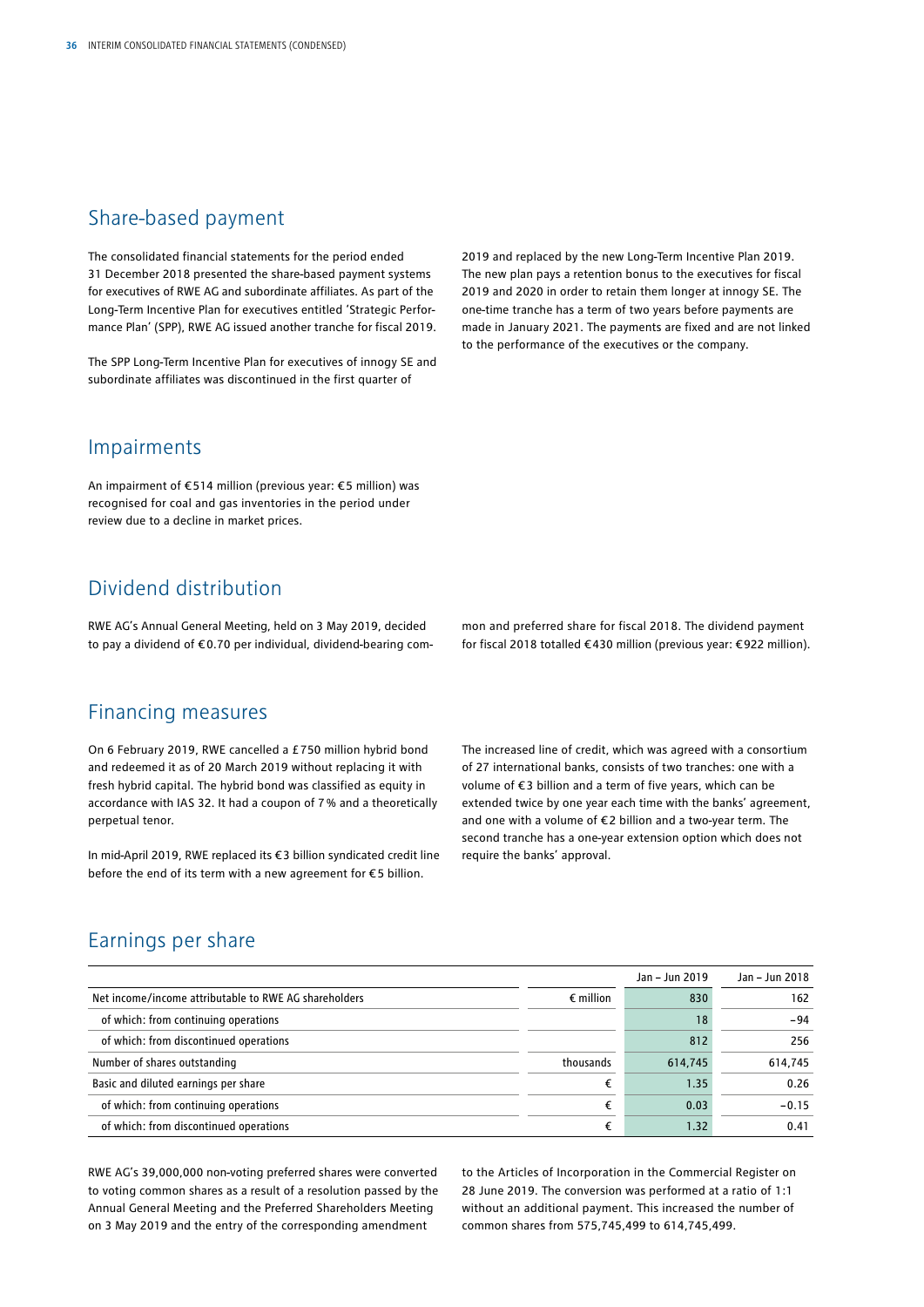## Share-based payment

The consolidated financial statements for the period ended 31 December 2018 presented the share-based payment systems for executives of RWE AG and subordinate affiliates. As part of the Long-Term Incentive Plan for executives entitled 'Strategic Performance Plan' (SPP), RWE AG issued another tranche for fiscal 2019.

The SPP Long-Term Incentive Plan for executives of innogy SE and subordinate affiliates was discontinued in the first quarter of 2019 and replaced by the new Long-Term Incentive Plan 2019. The new plan pays a retention bonus to the executives for fiscal 2019 and 2020 in order to retain them longer at innogy SE. The one-time tranche has a term of two years before payments are made in January 2021. The payments are fixed and are not linked to the performance of the executives or the company.

## Impairments

An impairment of €514 million (previous year: €5 million) was recognised for coal and gas inventories in the period under review due to a decline in market prices.

## Dividend distribution

RWE AG's Annual General Meeting, held on 3 May 2019, decided to pay a dividend of €0.70 per individual, dividend-bearing common and preferred share for fiscal 2018. The dividend payment for fiscal 2018 totalled €430 million (previous year: €922 million).

## Financing measures

On 6 February 2019, RWE cancelled a £750 million hybrid bond and redeemed it as of 20 March 2019 without replacing it with fresh hybrid capital. The hybrid bond was classified as equity in accordance with IAS 32. It had a coupon of 7% and a theoretically perpetual tenor.

In mid-April 2019, RWE replaced its €3 billion syndicated credit line before the end of its term with a new agreement for €5 billion. The increased line of credit, which was agreed with a consortium of 27 international banks, consists of two tranches: one with a volume of €3 billion and a term of five years, which can be extended twice by one year each time with the banks' agreement, and one with a volume of €2 billion and a two-year term. The second tranche has a one-year extension option which does not require the banks' approval.

## Earnings per share

| | | Jan – Jun 2019 | Jan – Jun 2018 |
|---|---|---|---|
| Net income/income attributable to RWE AG shareholders | € million | 830 | 162 |
| of which: from continuing operations | | 18 | −94 |
| of which: from discontinued operations | | 812 | 256 |
| Number of shares outstanding | thousands | 614,745 | 614,745 |
| Basic and diluted earnings per share | € | 1.35 | 0.26 |
| of which: from continuing operations | € | 0.03 | −0.15 |
| of which: from discontinued operations | € | 1.32 | 0.41 |

RWE AG's 39,000,000 non-voting preferred shares were converted to voting common shares as a result of a resolution passed by the Annual General Meeting and the Preferred Shareholders Meeting on 3 May 2019 and the entry of the corresponding amendment to the Articles of Incorporation in the Commercial Register on 28 June 2019. The conversion was performed at a ratio of 1:1 without an additional payment. This increased the number of common shares from 575,745,499 to 614,745,499.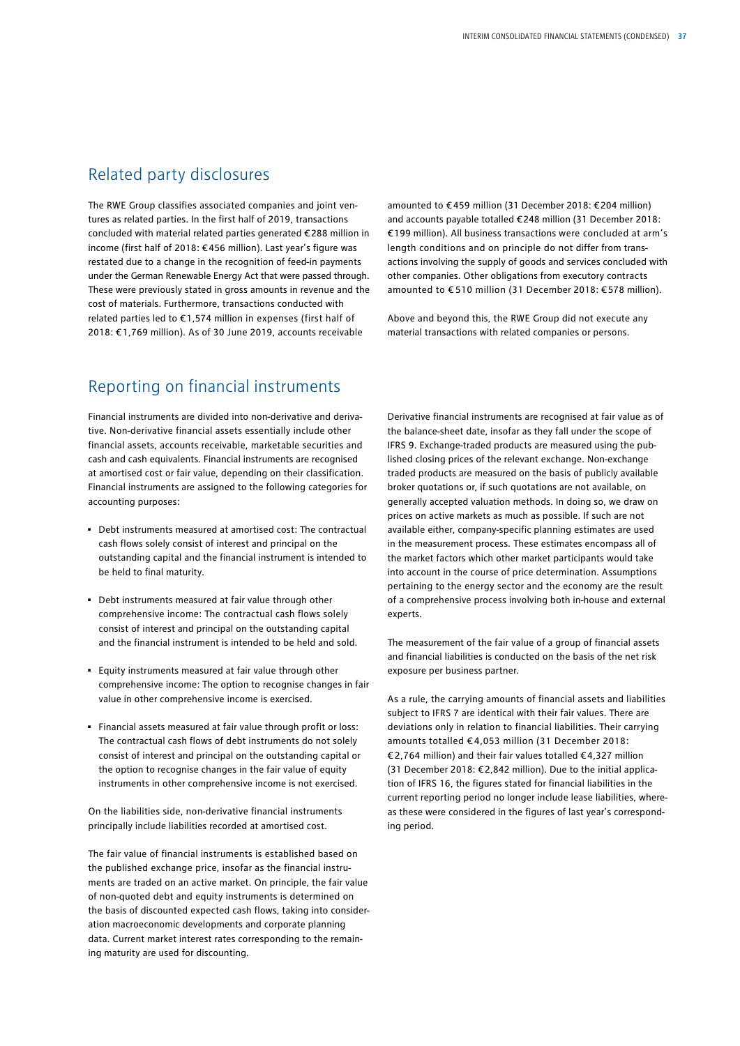## Related party disclosures

The RWE Group classifies associated companies and joint ventures as related parties. In the first half of 2019, transactions concluded with material related parties generated €288 million in income (first half of 2018: €456 million). Last year's figure was restated due to a change in the recognition of feed-in payments under the German Renewable Energy Act that were passed through. These were previously stated in gross amounts in revenue and the cost of materials. Furthermore, transactions conducted with related parties led to €1,574 million in expenses (first half of 2018: €1,769 million). As of 30 June 2019, accounts receivable amounted to €459 million (31 December 2018: €204 million) and accounts payable totalled €248 million (31 December 2018: €199 million). All business transactions were concluded at arm's length conditions and on principle do not differ from transactions involving the supply of goods and services concluded with other companies. Other obligations from executory contracts amounted to €510 million (31 December 2018: €578 million).

Above and beyond this, the RWE Group did not execute any material transactions with related companies or persons.

## Reporting on financial instruments

Financial instruments are divided into non-derivative and derivative. Non-derivative financial assets essentially include other financial assets, accounts receivable, marketable securities and cash and cash equivalents. Financial instruments are recognised at amortised cost or fair value, depending on their classification. Financial instruments are assigned to the following categories for accounting purposes:

- Debt instruments measured at amortised cost: The contractual cash flows solely consist of interest and principal on the outstanding capital and the financial instrument is intended to be held to final maturity.
- Debt instruments measured at fair value through other comprehensive income: The contractual cash flows solely consist of interest and principal on the outstanding capital and the financial instrument is intended to be held and sold.
- Equity instruments measured at fair value through other comprehensive income: The option to recognise changes in fair value in other comprehensive income is exercised.
- Financial assets measured at fair value through profit or loss: The contractual cash flows of debt instruments do not solely consist of interest and principal on the outstanding capital or the option to recognise changes in the fair value of equity instruments in other comprehensive income is not exercised.

On the liabilities side, non-derivative financial instruments principally include liabilities recorded at amortised cost.

The fair value of financial instruments is established based on the published exchange price, insofar as the financial instruments are traded on an active market. On principle, the fair value of non-quoted debt and equity instruments is determined on the basis of discounted expected cash flows, taking into consideration macroeconomic developments and corporate planning data. Current market interest rates corresponding to the remaining maturity are used for discounting.

Derivative financial instruments are recognised at fair value as of the balance-sheet date, insofar as they fall under the scope of IFRS 9. Exchange-traded products are measured using the published closing prices of the relevant exchange. Non-exchange traded products are measured on the basis of publicly available broker quotations or, if such quotations are not available, on generally accepted valuation methods. In doing so, we draw on prices on active markets as much as possible. If such are not available either, company-specific planning estimates are used in the measurement process. These estimates encompass all of the market factors which other market participants would take into account in the course of price determination. Assumptions pertaining to the energy sector and the economy are the result of a comprehensive process involving both in-house and external experts.

The measurement of the fair value of a group of financial assets and financial liabilities is conducted on the basis of the net risk exposure per business partner.

As a rule, the carrying amounts of financial assets and liabilities subject to IFRS 7 are identical with their fair values. There are deviations only in relation to financial liabilities. Their carrying amounts totalled €4,053 million (31 December 2018: €2,764 million) and their fair values totalled €4,327 million (31 December 2018: €2,842 million). Due to the initial application of IFRS 16, the figures stated for financial liabilities in the current reporting period no longer include lease liabilities, whereas these were considered in the figures of last year's corresponding period.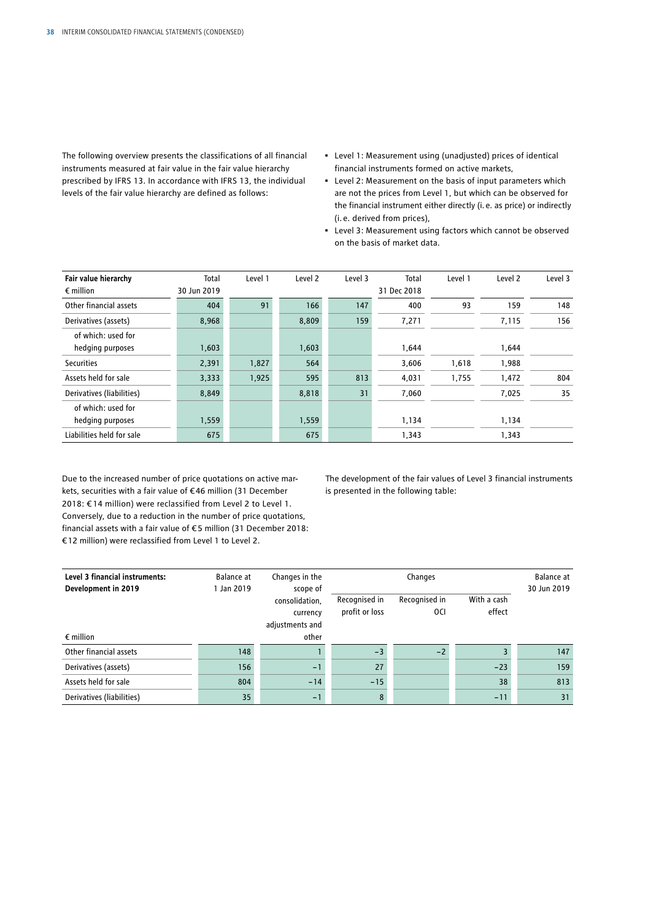The following overview presents the classifications of all financial instruments measured at fair value in the fair value hierarchy prescribed by IFRS 13. In accordance with IFRS 13, the individual levels of the fair value hierarchy are defined as follows:

- Level 1: Measurement using (unadjusted) prices of identical financial instruments formed on active markets,
- Level 2: Measurement on the basis of input parameters which are not the prices from Level 1, but which can be observed for the financial instrument either directly (i. e. as price) or indirectly (i. e. derived from prices),
- Level 3: Measurement using factors which cannot be observed on the basis of market data.

| **Fair value hierarchy** | Total | Level 1 | Level 2 | Level 3 | Total | Level 1 | Level 2 | Level 3 |
|---|---|---|---|---|---|---|---|---|
| € million | 30 Jun 2019 | | | | 31 Dec 2018 | | | |
| Other financial assets | 404 | 91 | 166 | 147 | 400 | 93 | 159 | 148 |
| Derivatives (assets) | 8,968 | | 8,809 | 159 | 7,271 | | 7,115 | 156 |
| of which: used for hedging purposes | 1,603 | | 1,603 | | 1,644 | | 1,644 | |
| Securities | 2,391 | 1,827 | 564 | | 3,606 | 1,618 | 1,988 | |
| Assets held for sale | 3,333 | 1,925 | 595 | 813 | 4,031 | 1,755 | 1,472 | 804 |
| Derivatives (liabilities) | 8,849 | | 8,818 | 31 | 7,060 | | 7,025 | 35 |
| of which: used for hedging purposes | 1,559 | | 1,559 | | 1,134 | | 1,134 | |
| Liabilities held for sale | 675 | | 675 | | 1,343 | | 1,343 | |

Due to the increased number of price quotations on active markets, securities with a fair value of €46 million (31 December 2018: €14 million) were reclassified from Level 2 to Level 1. Conversely, due to a reduction in the number of price quotations, financial assets with a fair value of €5 million (31 December 2018: €12 million) were reclassified from Level 1 to Level 2.

The development of the fair values of Level 3 financial instruments is presented in the following table:

| **Level 3 financial instruments: Development in 2019** | Balance at 1 Jan 2019 | Changes in the scope of consolidation, currency adjustments and other | Changes | | | Balance at 30 Jun 2019 |
|---|---|---|---|---|---|---|
| € million | | | Recognised in profit or loss | Recognised in OCI | With a cash effect | |
| Other financial assets | 148 | 1 | −3 | −2 | 3 | 147 |
| Derivatives (assets) | 156 | −1 | 27 | | −23 | 159 |
| Assets held for sale | 804 | −14 | −15 | | 38 | 813 |
| Derivatives (liabilities) | 35 | −1 | 8 | | −11 | 31 |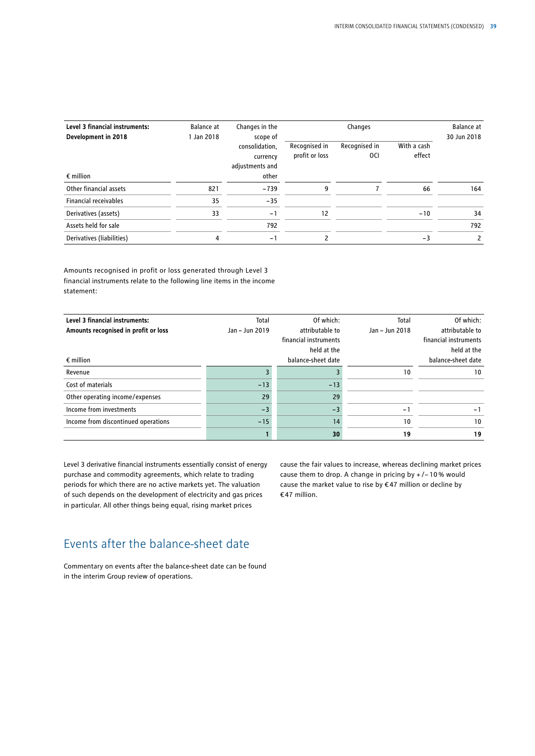| Level 3 financial instruments: Development in 2018<br><br>€ million | Balance at 1 Jan 2018 | Changes in the scope of consolidation, currency adjustments and other | Changes | | | Balance at 30 Jun 2018 |
|---|---|---|---|---|---|---|
| | | | Recognised in profit or loss | Recognised in OCI | With a cash effect | |
| Other financial assets | 821 | −739 | 9 | 7 | 66 | 164 |
| Financial receivables | 35 | −35 | | | | |
| Derivatives (assets) | 33 | −1 | 12 | | −10 | 34 |
| Assets held for sale | | 792 | | | | 792 |
| Derivatives (liabilities) | 4 | −1 | 2 | | −3 | 2 |

Amounts recognised in profit or loss generated through Level 3 financial instruments relate to the following line items in the income statement:

| Level 3 financial instruments: Amounts recognised in profit or loss<br><br>€ million | Total Jan – Jun 2019 | Of which: attributable to financial instruments held at the balance-sheet date | Total Jan – Jun 2018 | Of which: attributable to financial instruments held at the balance-sheet date |
|---|---|---|---|---|
| Revenue | 3 | 3 | 10 | 10 |
| Cost of materials | −13 | −13 | | |
| Other operating income/expenses | 29 | 29 | | |
| Income from investments | −3 | −3 | −1 | −1 |
| Income from discontinued operations | −15 | 14 | 10 | 10 |
| | **1** | **30** | **19** | **19** |

Level 3 derivative financial instruments essentially consist of energy purchase and commodity agreements, which relate to trading periods for which there are no active markets yet. The valuation of such depends on the development of electricity and gas prices in particular. All other things being equal, rising market prices cause the fair values to increase, whereas declining market prices cause them to drop. A change in pricing by +/−10% would cause the market value to rise by €47 million or decline by €47 million.

## Events after the balance-sheet date

Commentary on events after the balance-sheet date can be found in the interim Group review of operations.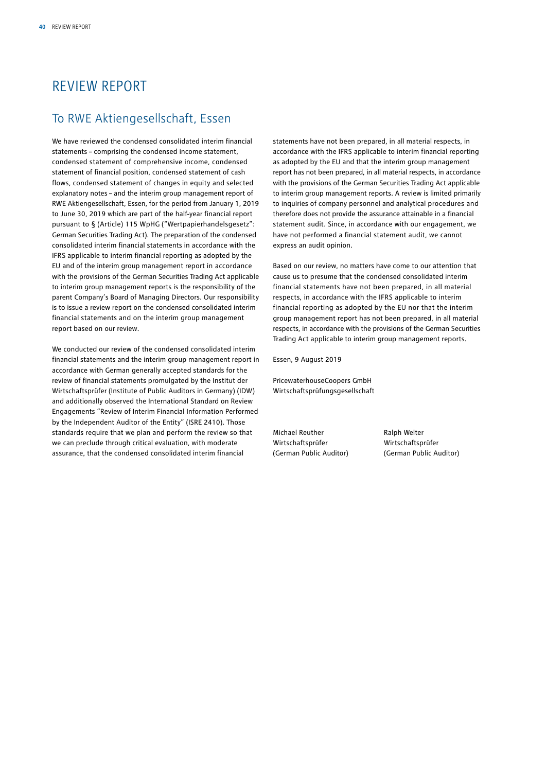# REVIEW REPORT

## To RWE Aktiengesellschaft, Essen

We have reviewed the condensed consolidated interim financial statements – comprising the condensed income statement, condensed statement of comprehensive income, condensed statement of financial position, condensed statement of cash flows, condensed statement of changes in equity and selected explanatory notes – and the interim group management report of RWE Aktiengesellschaft, Essen, for the period from January 1, 2019 to June 30, 2019 which are part of the half-year financial report pursuant to § (Article) 115 WpHG ("Wertpapierhandelsgesetz": German Securities Trading Act). The preparation of the condensed consolidated interim financial statements in accordance with the IFRS applicable to interim financial reporting as adopted by the EU and of the interim group management report in accordance with the provisions of the German Securities Trading Act applicable to interim group management reports is the responsibility of the parent Company's Board of Managing Directors. Our responsibility is to issue a review report on the condensed consolidated interim financial statements and on the interim group management report based on our review.

We conducted our review of the condensed consolidated interim financial statements and the interim group management report in accordance with German generally accepted standards for the review of financial statements promulgated by the Institut der Wirtschaftsprüfer (Institute of Public Auditors in Germany) (IDW) and additionally observed the International Standard on Review Engagements "Review of Interim Financial Information Performed by the Independent Auditor of the Entity" (ISRE 2410). Those standards require that we plan and perform the review so that we can preclude through critical evaluation, with moderate assurance, that the condensed consolidated interim financial statements have not been prepared, in all material respects, in accordance with the IFRS applicable to interim financial reporting as adopted by the EU and that the interim group management report has not been prepared, in all material respects, in accordance with the provisions of the German Securities Trading Act applicable to interim group management reports. A review is limited primarily to inquiries of company personnel and analytical procedures and therefore does not provide the assurance attainable in a financial statement audit. Since, in accordance with our engagement, we have not performed a financial statement audit, we cannot express an audit opinion.

Based on our review, no matters have come to our attention that cause us to presume that the condensed consolidated interim financial statements have not been prepared, in all material respects, in accordance with the IFRS applicable to interim financial reporting as adopted by the EU nor that the interim group management report has not been prepared, in all material respects, in accordance with the provisions of the German Securities Trading Act applicable to interim group management reports.

Essen, 9 August 2019

PricewaterhouseCoopers GmbH
Wirtschaftsprüfungsgesellschaft

Michael Reuther
Wirtschaftsprüfer
(German Public Auditor)

Ralph Welter
Wirtschaftsprüfer
(German Public Auditor)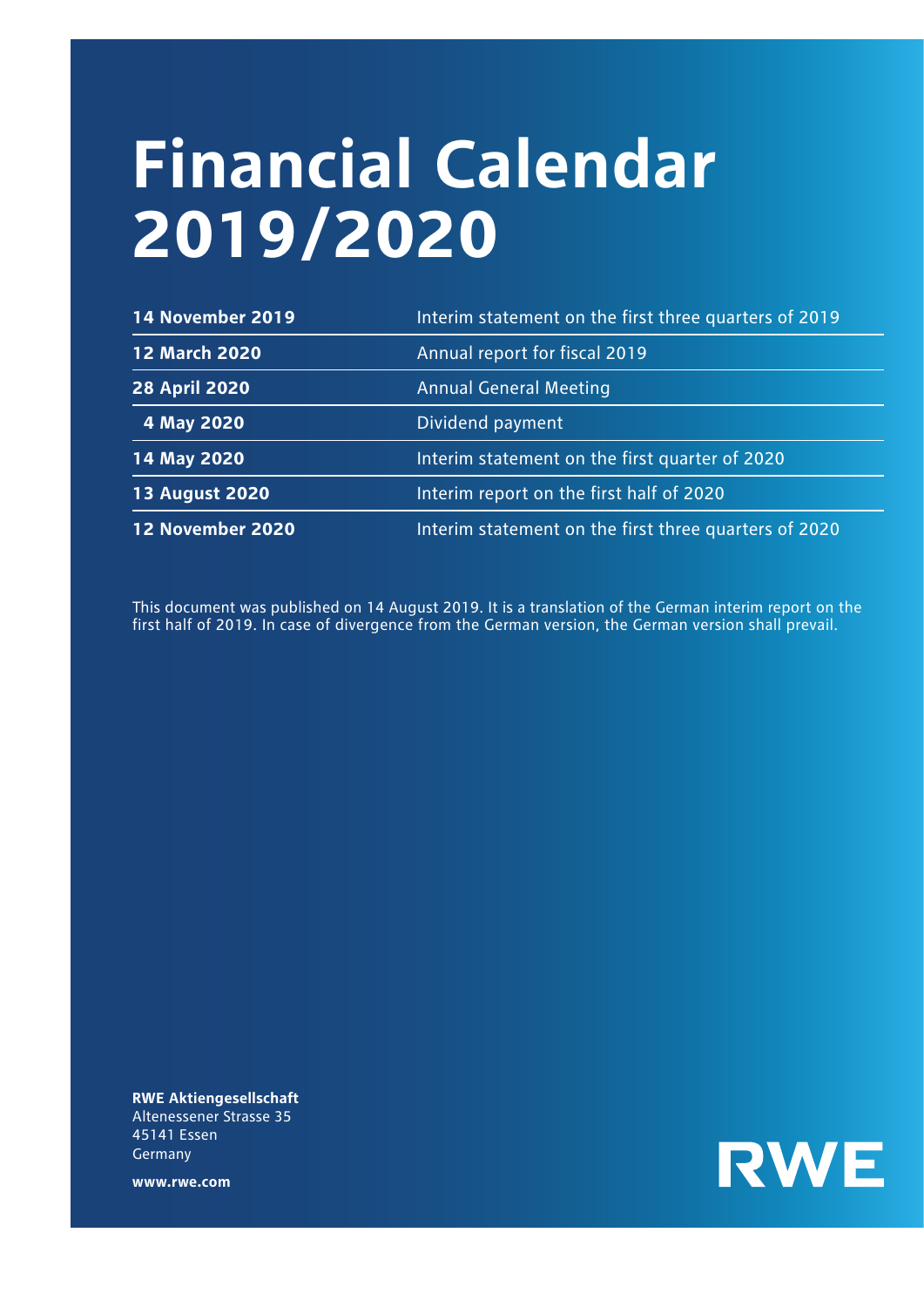# Financial Calendar 2019/2020

| | |
|---|---|
| **14 November 2019** | Interim statement on the first three quarters of 2019 |
| **12 March 2020** | Annual report for fiscal 2019 |
| **28 April 2020** | Annual General Meeting |
| **4 May 2020** | Dividend payment |
| **14 May 2020** | Interim statement on the first quarter of 2020 |
| **13 August 2020** | Interim report on the first half of 2020 |
| **12 November 2020** | Interim statement on the first three quarters of 2020 |

This document was published on 14 August 2019. It is a translation of the German interim report on the first half of 2019. In case of divergence from the German version, the German version shall prevail.

**RWE Aktiengesellschaft**
Altenessener Strasse 35
45141 Essen
Germany

**www.rwe.com**

RWE